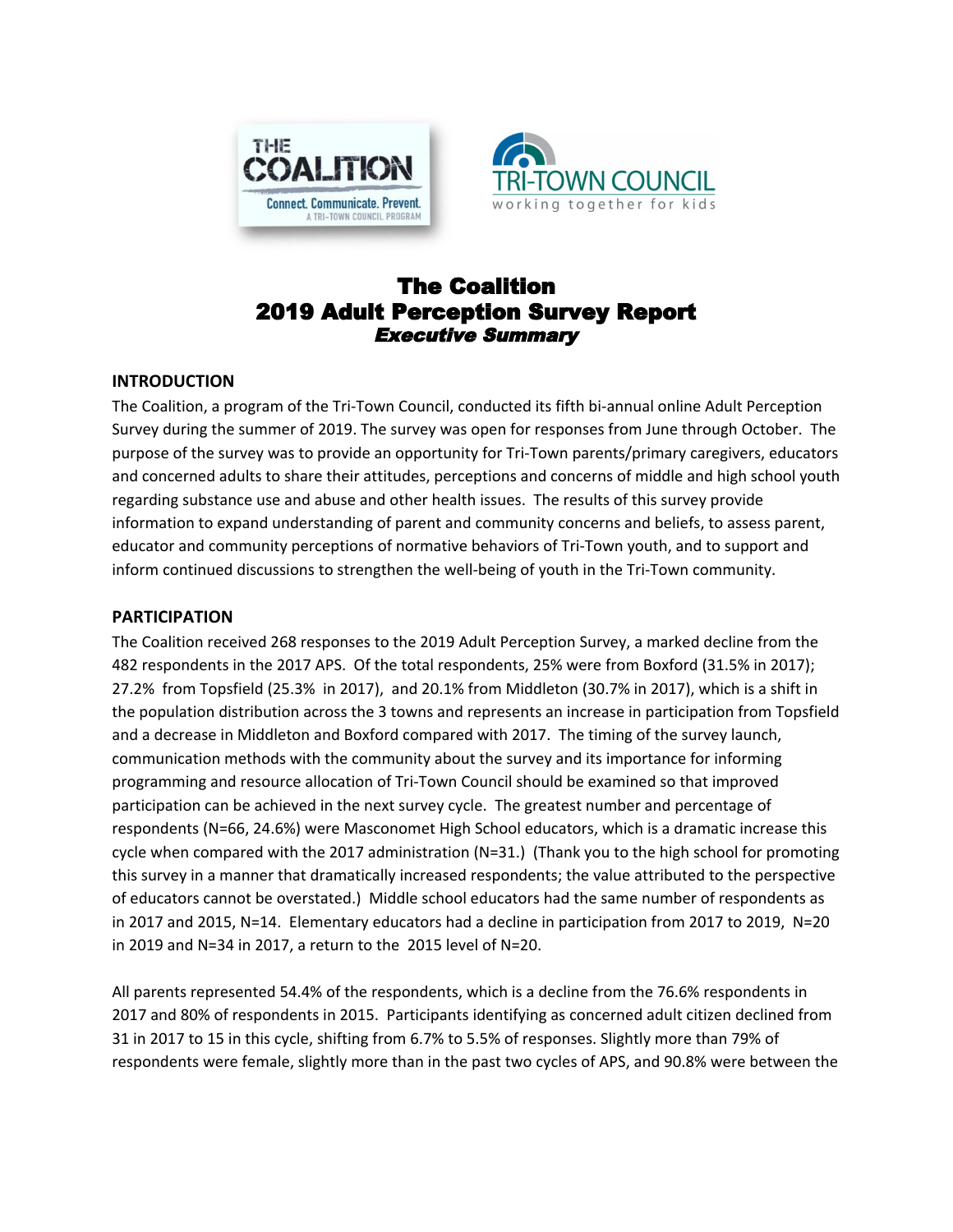# The Coalition
# 2019 Adult Perception Survey Report
### *Executive Summary*

## INTRODUCTION

The Coalition, a program of the Tri-Town Council, conducted its fifth bi-annual online Adult Perception Survey during the summer of 2019. The survey was open for responses from June through October. The purpose of the survey was to provide an opportunity for Tri-Town parents/primary caregivers, educators and concerned adults to share their attitudes, perceptions and concerns of middle and high school youth regarding substance use and abuse and other health issues. The results of this survey provide information to expand understanding of parent and community concerns and beliefs, to assess parent, educator and community perceptions of normative behaviors of Tri-Town youth, and to support and inform continued discussions to strengthen the well-being of youth in the Tri-Town community.

## PARTICIPATION

The Coalition received 268 responses to the 2019 Adult Perception Survey, a marked decline from the 482 respondents in the 2017 APS. Of the total respondents, 25% were from Boxford (31.5% in 2017); 27.2% from Topsfield (25.3% in 2017), and 20.1% from Middleton (30.7% in 2017), which is a shift in the population distribution across the 3 towns and represents an increase in participation from Topsfield and a decrease in Middleton and Boxford compared with 2017. The timing of the survey launch, communication methods with the community about the survey and its importance for informing programming and resource allocation of Tri-Town Council should be examined so that improved participation can be achieved in the next survey cycle. The greatest number and percentage of respondents (N=66, 24.6%) were Masconomet High School educators, which is a dramatic increase this cycle when compared with the 2017 administration (N=31.) (Thank you to the high school for promoting this survey in a manner that dramatically increased respondents; the value attributed to the perspective of educators cannot be overstated.) Middle school educators had the same number of respondents as in 2017 and 2015, N=14. Elementary educators had a decline in participation from 2017 to 2019, N=20 in 2019 and N=34 in 2017, a return to the 2015 level of N=20.

All parents represented 54.4% of the respondents, which is a decline from the 76.6% respondents in 2017 and 80% of respondents in 2015. Participants identifying as concerned adult citizen declined from 31 in 2017 to 15 in this cycle, shifting from 6.7% to 5.5% of responses. Slightly more than 79% of respondents were female, slightly more than in the past two cycles of APS, and 90.8% were between the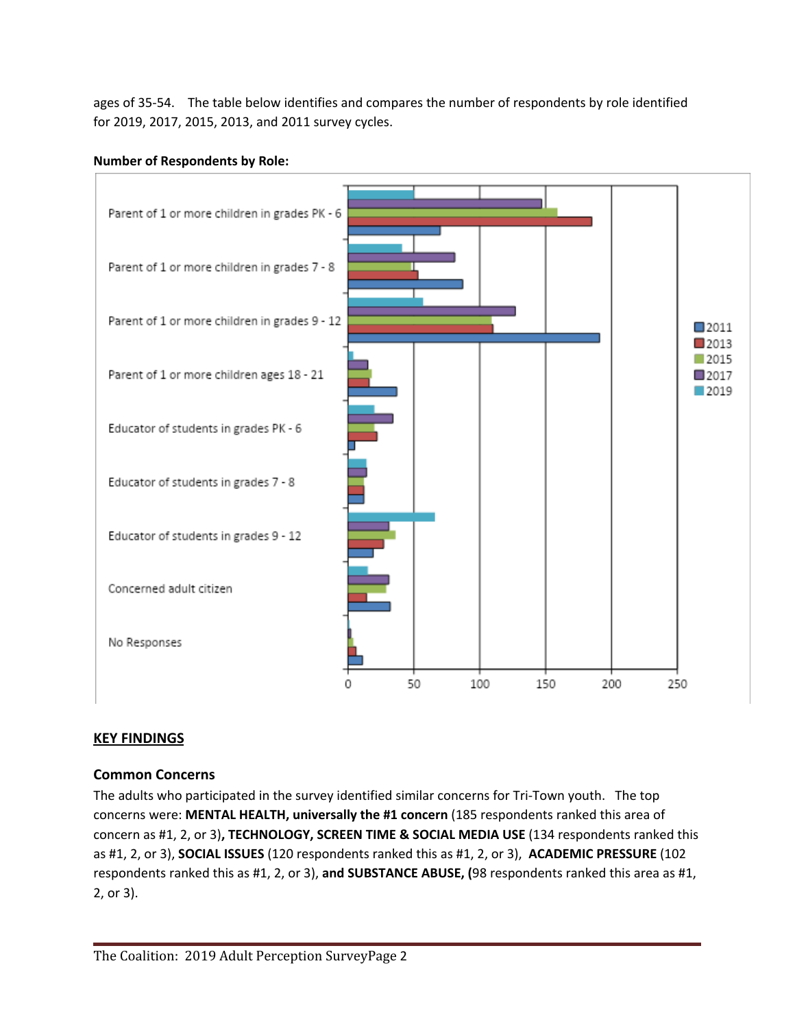ages of 35-54. The table below identifies and compares the number of respondents by role identified for 2019, 2017, 2015, 2013, and 2011 survey cycles.

**Number of Respondents by Role:**

## KEY FINDINGS

### Common Concerns

The adults who participated in the survey identified similar concerns for Tri-Town youth. The top concerns were: **MENTAL HEALTH, universally the #1 concern** (185 respondents ranked this area of concern as #1, 2, or 3)**, TECHNOLOGY, SCREEN TIME & SOCIAL MEDIA USE** (134 respondents ranked this as #1, 2, or 3), **SOCIAL ISSUES** (120 respondents ranked this as #1, 2, or 3), **ACADEMIC PRESSURE** (102 respondents ranked this as #1, 2, or 3), **and SUBSTANCE ABUSE, (**98 respondents ranked this area as #1, 2, or 3).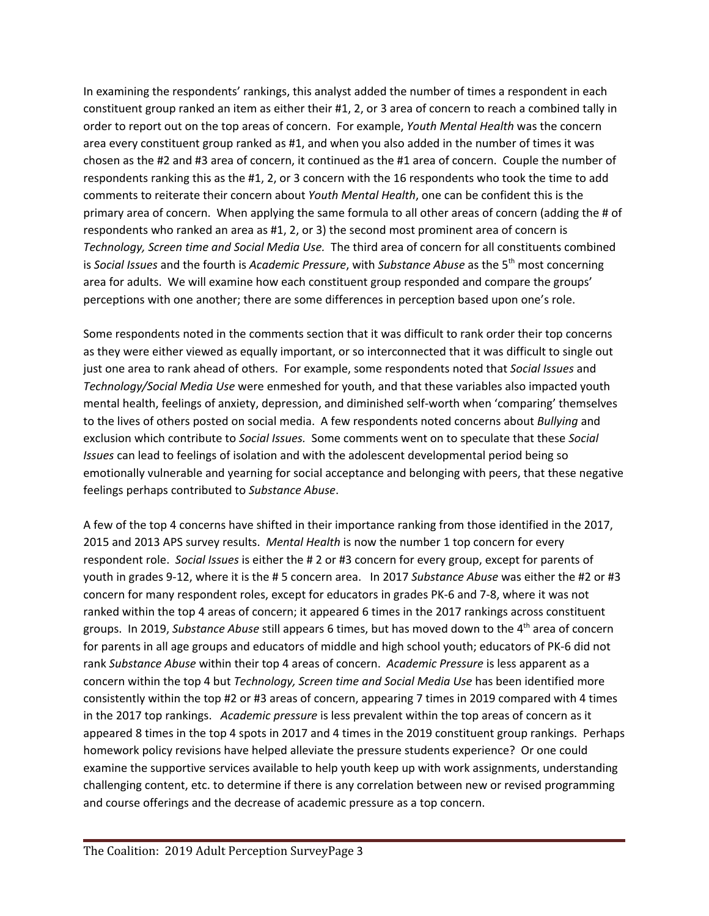In examining the respondents' rankings, this analyst added the number of times a respondent in each constituent group ranked an item as either their #1, 2, or 3 area of concern to reach a combined tally in order to report out on the top areas of concern. For example, *Youth Mental Health* was the concern area every constituent group ranked as #1, and when you also added in the number of times it was chosen as the #2 and #3 area of concern, it continued as the #1 area of concern. Couple the number of respondents ranking this as the #1, 2, or 3 concern with the 16 respondents who took the time to add comments to reiterate their concern about *Youth Mental Health*, one can be confident this is the primary area of concern. When applying the same formula to all other areas of concern (adding the # of respondents who ranked an area as #1, 2, or 3) the second most prominent area of concern is *Technology, Screen time and Social Media Use.* The third area of concern for all constituents combined is *Social Issues* and the fourth is *Academic Pressure*, with *Substance Abuse* as the 5th most concerning area for adults. We will examine how each constituent group responded and compare the groups' perceptions with one another; there are some differences in perception based upon one's role.

Some respondents noted in the comments section that it was difficult to rank order their top concerns as they were either viewed as equally important, or so interconnected that it was difficult to single out just one area to rank ahead of others. For example, some respondents noted that *Social Issues* and *Technology/Social Media Use* were enmeshed for youth, and that these variables also impacted youth mental health, feelings of anxiety, depression, and diminished self-worth when 'comparing' themselves to the lives of others posted on social media. A few respondents noted concerns about *Bullying* and exclusion which contribute to *Social Issues.* Some comments went on to speculate that these *Social Issues* can lead to feelings of isolation and with the adolescent developmental period being so emotionally vulnerable and yearning for social acceptance and belonging with peers, that these negative feelings perhaps contributed to *Substance Abuse*.

A few of the top 4 concerns have shifted in their importance ranking from those identified in the 2017, 2015 and 2013 APS survey results. *Mental Health* is now the number 1 top concern for every respondent role. *Social Issues* is either the # 2 or #3 concern for every group, except for parents of youth in grades 9-12, where it is the # 5 concern area. In 2017 *Substance Abuse* was either the #2 or #3 concern for many respondent roles, except for educators in grades PK-6 and 7-8, where it was not ranked within the top 4 areas of concern; it appeared 6 times in the 2017 rankings across constituent groups. In 2019, *Substance Abuse* still appears 6 times, but has moved down to the 4th area of concern for parents in all age groups and educators of middle and high school youth; educators of PK-6 did not rank *Substance Abuse* within their top 4 areas of concern. *Academic Pressure* is less apparent as a concern within the top 4 but *Technology, Screen time and Social Media Use* has been identified more consistently within the top #2 or #3 areas of concern, appearing 7 times in 2019 compared with 4 times in the 2017 top rankings. *Academic pressure* is less prevalent within the top areas of concern as it appeared 8 times in the top 4 spots in 2017 and 4 times in the 2019 constituent group rankings. Perhaps homework policy revisions have helped alleviate the pressure students experience? Or one could examine the supportive services available to help youth keep up with work assignments, understanding challenging content, etc. to determine if there is any correlation between new or revised programming and course offerings and the decrease of academic pressure as a top concern.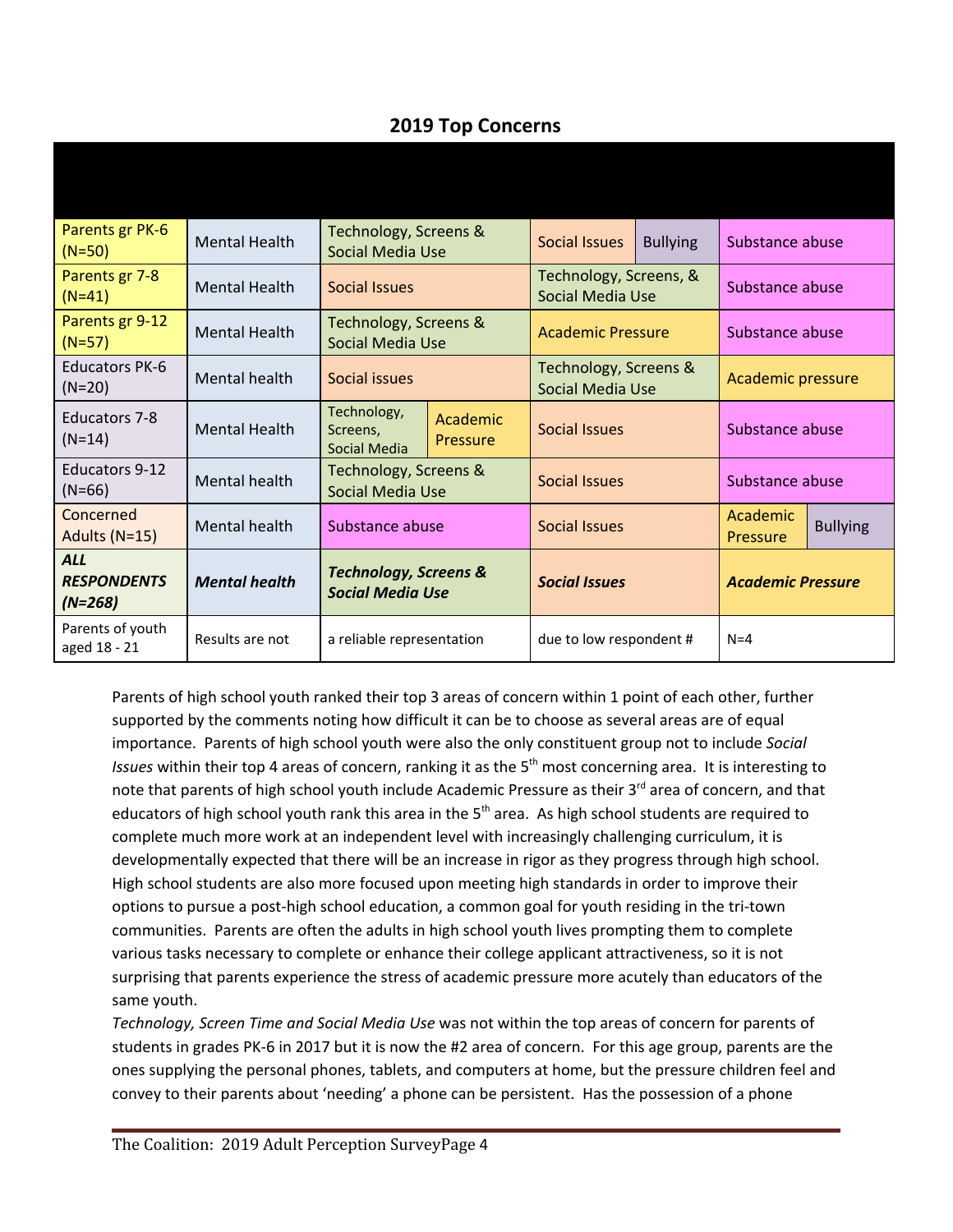## 2019 Top Concerns

| | | | | | | |
|---|---|---|---|---|---|---|
| Parents gr PK-6 (N=50) | Mental Health | Technology, Screens & Social Media Use | | Social Issues | Bullying | Substance abuse |
| Parents gr 7-8 (N=41) | Mental Health | Social Issues | | Technology, Screens, & Social Media Use | | Substance abuse |
| Parents gr 9-12 (N=57) | Mental Health | Technology, Screens & Social Media Use | | Academic Pressure | | Substance abuse |
| Educators PK-6 (N=20) | Mental health | Social issues | | Technology, Screens & Social Media Use | | Academic pressure |
| Educators 7-8 (N=14) | Mental Health | Technology, Screens, Social Media | Academic Pressure | Social Issues | | Substance abuse |
| Educators 9-12 (N=66) | Mental health | Technology, Screens & Social Media Use | | Social Issues | | Substance abuse |
| Concerned Adults (N=15) | Mental health | Substance abuse | | Social Issues | | Academic Pressure / Bullying |
| ***ALL RESPONDENTS (N=268)*** | ***Mental health*** | ***Technology, Screens & Social Media Use*** | | ***Social Issues*** | | ***Academic Pressure*** |
| Parents of youth aged 18 - 21 | Results are not | a reliable representation | | due to low respondent # | | N=4 |

Parents of high school youth ranked their top 3 areas of concern within 1 point of each other, further supported by the comments noting how difficult it can be to choose as several areas are of equal importance. Parents of high school youth were also the only constituent group not to include *Social Issues* within their top 4 areas of concern, ranking it as the 5th most concerning area. It is interesting to note that parents of high school youth include Academic Pressure as their 3rd area of concern, and that educators of high school youth rank this area in the 5th area. As high school students are required to complete much more work at an independent level with increasingly challenging curriculum, it is developmentally expected that there will be an increase in rigor as they progress through high school. High school students are also more focused upon meeting high standards in order to improve their options to pursue a post-high school education, a common goal for youth residing in the tri-town communities. Parents are often the adults in high school youth lives prompting them to complete various tasks necessary to complete or enhance their college applicant attractiveness, so it is not surprising that parents experience the stress of academic pressure more acutely than educators of the same youth.

*Technology, Screen Time and Social Media Use* was not within the top areas of concern for parents of students in grades PK-6 in 2017 but it is now the #2 area of concern. For this age group, parents are the ones supplying the personal phones, tablets, and computers at home, but the pressure children feel and convey to their parents about 'needing' a phone can be persistent. Has the possession of a phone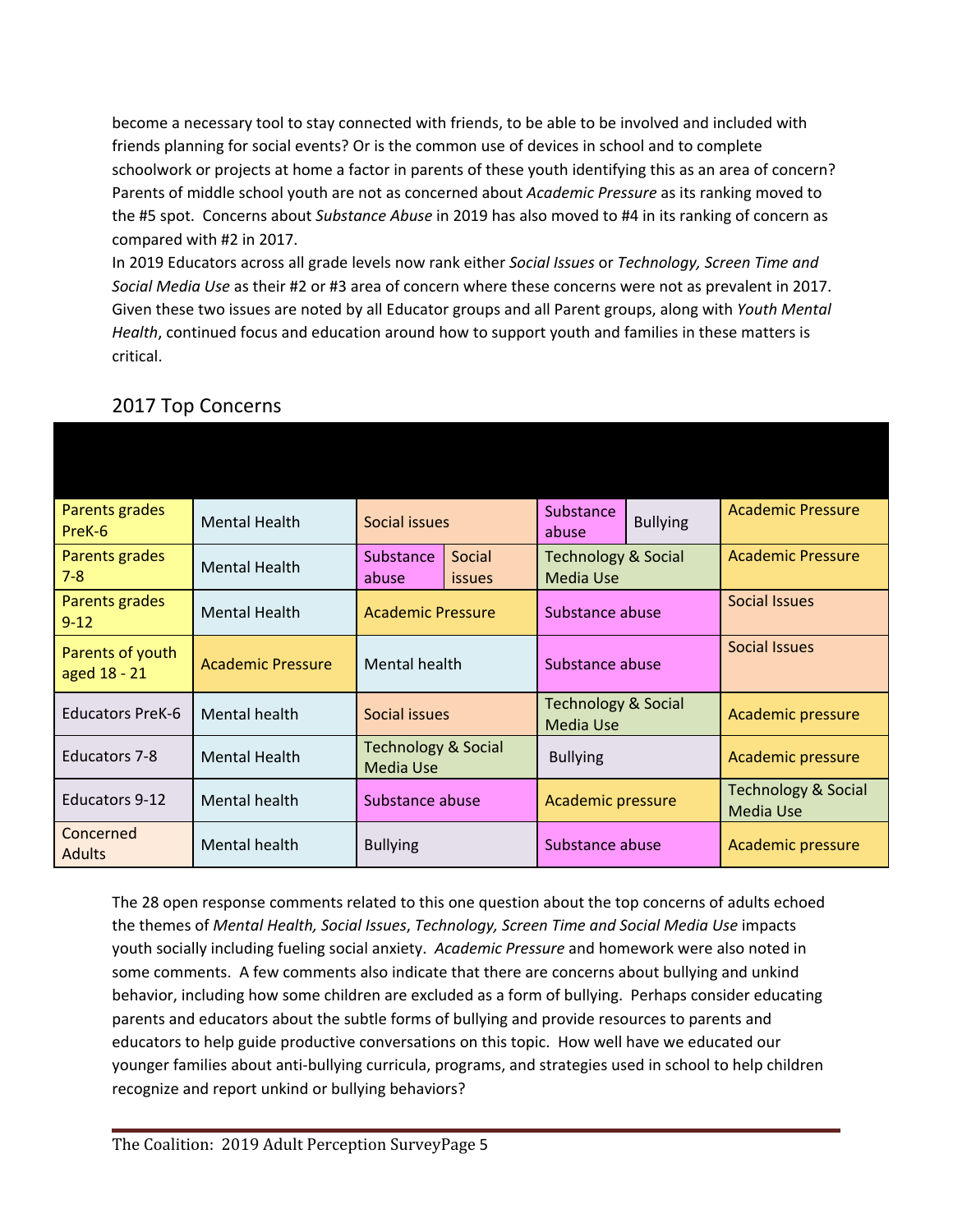become a necessary tool to stay connected with friends, to be able to be involved and included with friends planning for social events? Or is the common use of devices in school and to complete schoolwork or projects at home a factor in parents of these youth identifying this as an area of concern? Parents of middle school youth are not as concerned about *Academic Pressure* as its ranking moved to the #5 spot. Concerns about *Substance Abuse* in 2019 has also moved to #4 in its ranking of concern as compared with #2 in 2017.

In 2019 Educators across all grade levels now rank either *Social Issues* or *Technology, Screen Time and Social Media Use* as their #2 or #3 area of concern where these concerns were not as prevalent in 2017. Given these two issues are noted by all Educator groups and all Parent groups, along with *Youth Mental Health*, continued focus and education around how to support youth and families in these matters is critical.

## 2017 Top Concerns

| | | | | |
|---|---|---|---|---|
| Parents grades PreK-6 | Mental Health | Social issues | Substance abuse / Bullying | Academic Pressure |
| Parents grades 7-8 | Mental Health | Substance abuse / Social issues | Technology & Social Media Use | Academic Pressure |
| Parents grades 9-12 | Mental Health | Academic Pressure | Substance abuse | Social Issues |
| Parents of youth aged 18 - 21 | Academic Pressure | Mental health | Substance abuse | Social Issues |
| Educators PreK-6 | Mental health | Social issues | Technology & Social Media Use | Academic pressure |
| Educators 7-8 | Mental Health | Technology & Social Media Use | Bullying | Academic pressure |
| Educators 9-12 | Mental health | Substance abuse | Academic pressure | Technology & Social Media Use |
| Concerned Adults | Mental health | Bullying | Substance abuse | Academic pressure |

The 28 open response comments related to this one question about the top concerns of adults echoed the themes of *Mental Health, Social Issues*, *Technology, Screen Time and Social Media Use* impacts youth socially including fueling social anxiety. *Academic Pressure* and homework were also noted in some comments. A few comments also indicate that there are concerns about bullying and unkind behavior, including how some children are excluded as a form of bullying. Perhaps consider educating parents and educators about the subtle forms of bullying and provide resources to parents and educators to help guide productive conversations on this topic. How well have we educated our younger families about anti-bullying curricula, programs, and strategies used in school to help children recognize and report unkind or bullying behaviors?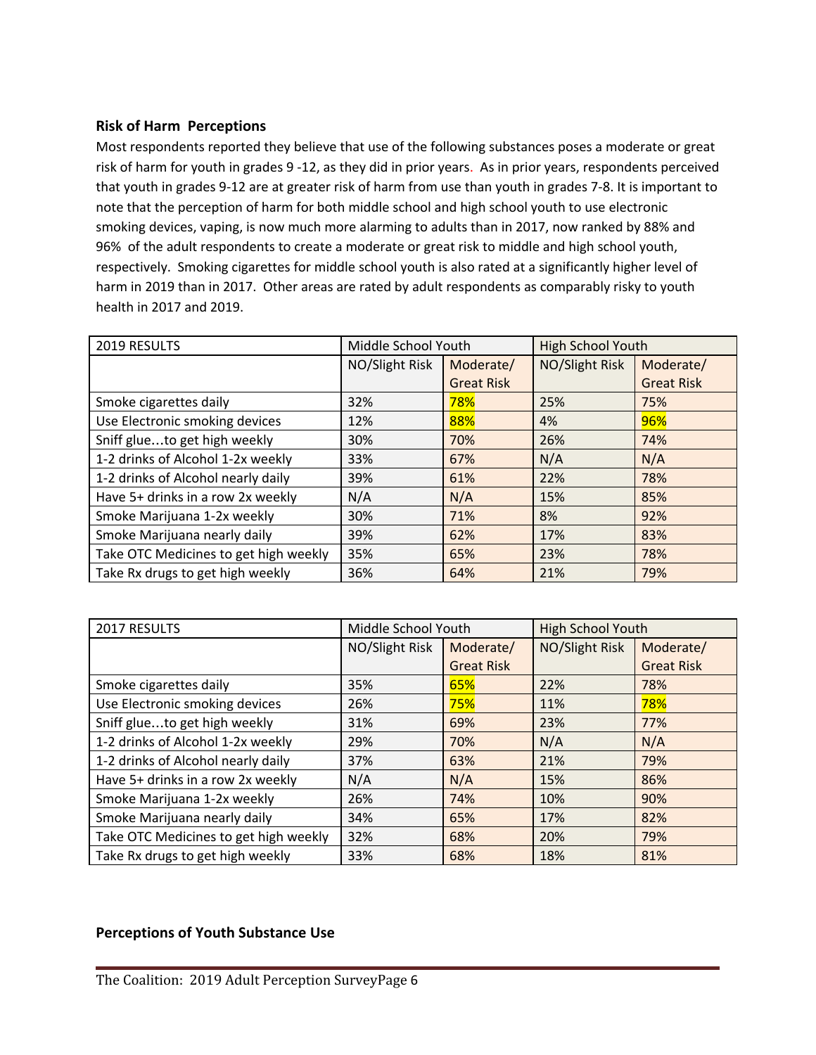### Risk of Harm Perceptions

Most respondents reported they believe that use of the following substances poses a moderate or great risk of harm for youth in grades 9 -12, as they did in prior years. As in prior years, respondents perceived that youth in grades 9-12 are at greater risk of harm from use than youth in grades 7-8. It is important to note that the perception of harm for both middle school and high school youth to use electronic smoking devices, vaping, is now much more alarming to adults than in 2017, now ranked by 88% and 96% of the adult respondents to create a moderate or great risk to middle and high school youth, respectively. Smoking cigarettes for middle school youth is also rated at a significantly higher level of harm in 2019 than in 2017. Other areas are rated by adult respondents as comparably risky to youth health in 2017 and 2019.

| 2019 RESULTS | Middle School Youth | | High School Youth | |
|---|---|---|---|---|
| | NO/Slight Risk | Moderate/ Great Risk | NO/Slight Risk | Moderate/ Great Risk |
| Smoke cigarettes daily | 32% | 78% | 25% | 75% |
| Use Electronic smoking devices | 12% | 88% | 4% | 96% |
| Sniff glue…to get high weekly | 30% | 70% | 26% | 74% |
| 1-2 drinks of Alcohol 1-2x weekly | 33% | 67% | N/A | N/A |
| 1-2 drinks of Alcohol nearly daily | 39% | 61% | 22% | 78% |
| Have 5+ drinks in a row 2x weekly | N/A | N/A | 15% | 85% |
| Smoke Marijuana 1-2x weekly | 30% | 71% | 8% | 92% |
| Smoke Marijuana nearly daily | 39% | 62% | 17% | 83% |
| Take OTC Medicines to get high weekly | 35% | 65% | 23% | 78% |
| Take Rx drugs to get high weekly | 36% | 64% | 21% | 79% |

| 2017 RESULTS | Middle School Youth | | High School Youth | |
|---|---|---|---|---|
| | NO/Slight Risk | Moderate/ Great Risk | NO/Slight Risk | Moderate/ Great Risk |
| Smoke cigarettes daily | 35% | 65% | 22% | 78% |
| Use Electronic smoking devices | 26% | 75% | 11% | 78% |
| Sniff glue…to get high weekly | 31% | 69% | 23% | 77% |
| 1-2 drinks of Alcohol 1-2x weekly | 29% | 70% | N/A | N/A |
| 1-2 drinks of Alcohol nearly daily | 37% | 63% | 21% | 79% |
| Have 5+ drinks in a row 2x weekly | N/A | N/A | 15% | 86% |
| Smoke Marijuana 1-2x weekly | 26% | 74% | 10% | 90% |
| Smoke Marijuana nearly daily | 34% | 65% | 17% | 82% |
| Take OTC Medicines to get high weekly | 32% | 68% | 20% | 79% |
| Take Rx drugs to get high weekly | 33% | 68% | 18% | 81% |

### Perceptions of Youth Substance Use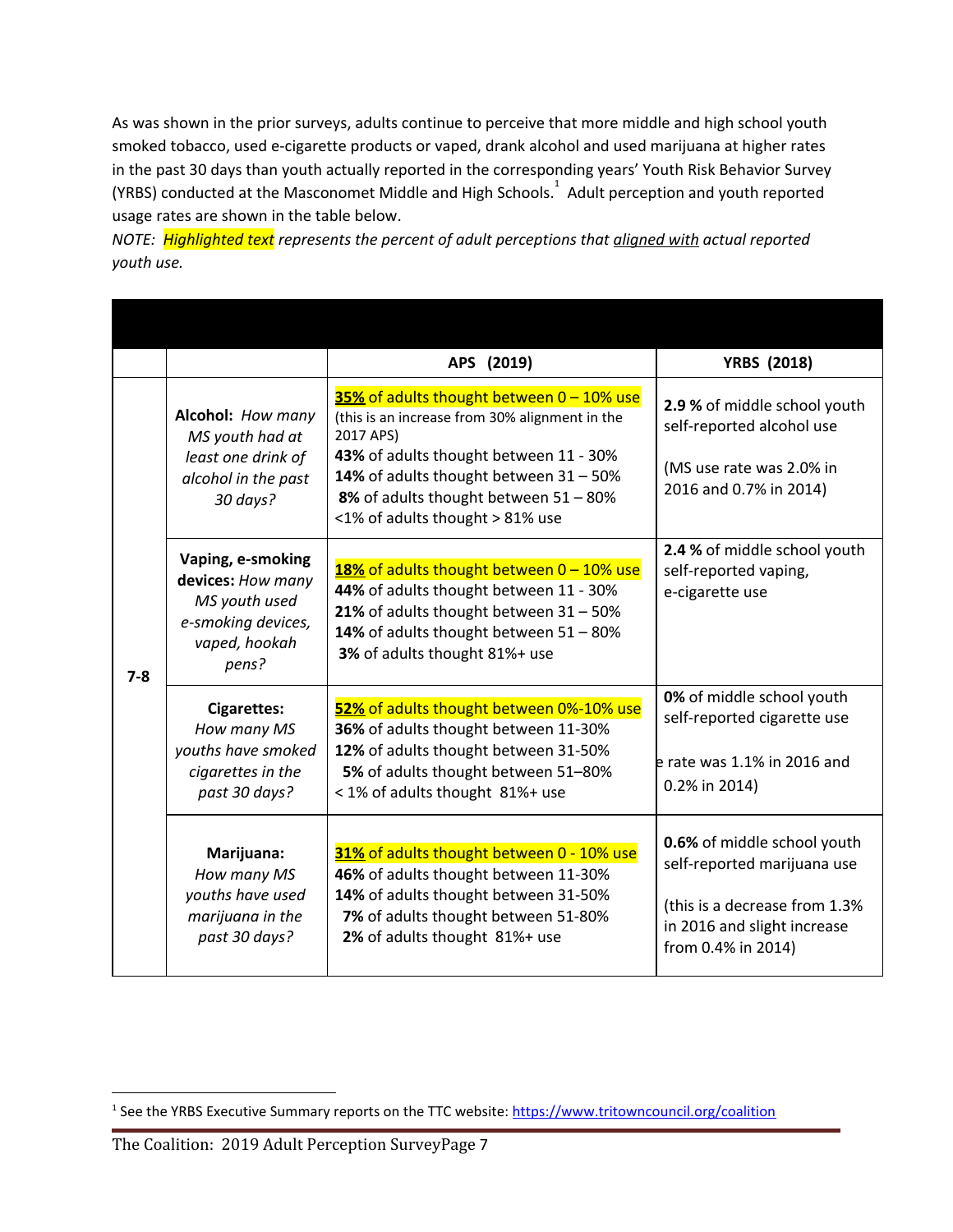As was shown in the prior surveys, adults continue to perceive that more middle and high school youth smoked tobacco, used e-cigarette products or vaped, drank alcohol and used marijuana at higher rates in the past 30 days than youth actually reported in the corresponding years' Youth Risk Behavior Survey (YRBS) conducted at the Masconomet Middle and High Schools.[1] Adult perception and youth reported usage rates are shown in the table below.

*NOTE: Highlighted text represents the percent of adult perceptions that aligned with actual reported youth use.*

| | | APS (2019) | YRBS (2018) |
|---|---|---|---|
| 7-8 | **Alcohol:** *How many MS youth had at least one drink of alcohol in the past 30 days?* | **35%** of adults thought between 0 – 10% use (this is an increase from 30% alignment in the 2017 APS)<br>**43%** of adults thought between 11 - 30%<br>**14%** of adults thought between 31 – 50%<br>**8%** of adults thought between 51 – 80%<br><1% of adults thought > 81% use | **2.9 %** of middle school youth self-reported alcohol use<br><br>(MS use rate was 2.0% in 2016 and 0.7% in 2014) |
| | **Vaping, e-smoking devices:** *How many MS youth used e-smoking devices, vaped, hookah pens?* | **18%** of adults thought between 0 – 10% use<br>**44%** of adults thought between 11 - 30%<br>**21%** of adults thought between 31 – 50%<br>**14%** of adults thought between 51 – 80%<br>**3%** of adults thought 81%+ use | **2.4 %** of middle school youth self-reported vaping, e-cigarette use |
| | **Cigarettes:** *How many MS youths have smoked cigarettes in the past 30 days?* | **52%** of adults thought between 0%-10% use<br>**36%** of adults thought between 11-30%<br>**12%** of adults thought between 31-50%<br>**5%** of adults thought between 51–80%<br>< 1% of adults thought 81%+ use | **0%** of middle school youth self-reported cigarette use<br><br>e rate was 1.1% in 2016 and 0.2% in 2014) |
| | **Marijuana:** *How many MS youths have used marijuana in the past 30 days?* | **31%** of adults thought between 0 - 10% use<br>**46%** of adults thought between 11-30%<br>**14%** of adults thought between 31-50%<br>**7%** of adults thought between 51-80%<br>**2%** of adults thought 81%+ use | **0.6%** of middle school youth self-reported marijuana use<br><br>(this is a decrease from 1.3% in 2016 and slight increase from 0.4% in 2014) |

[1] See the YRBS Executive Summary reports on the TTC website: https://www.tritowncouncil.org/coalition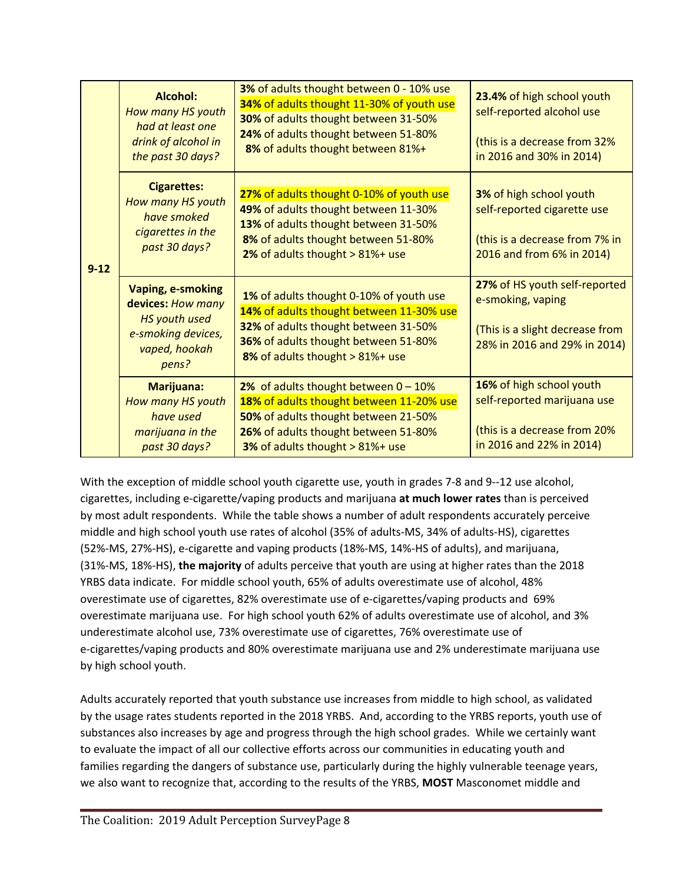| | | | |
|---|---|---|---|
| 9-12 | **Alcohol:** *How many HS youth had at least one drink of alcohol in the past 30 days?* | **3%** of adults thought between 0 - 10% use<br>**34% of adults thought 11-30% of youth use**<br>**30%** of adults thought between 31-50%<br>**24%** of adults thought between 51-80%<br>**8%** of adults thought between 81%+ | **23.4%** of high school youth self-reported alcohol use<br><br>(this is a decrease from 32% in 2016 and 30% in 2014) |
| | **Cigarettes:** *How many HS youth have smoked cigarettes in the past 30 days?* | **27% of adults thought 0-10% of youth use**<br>**49%** of adults thought between 11-30%<br>**13%** of adults thought between 31-50%<br>**8%** of adults thought between 51-80%<br>**2%** of adults thought > 81%+ use | **3%** of high school youth self-reported cigarette use<br><br>(this is a decrease from 7% in 2016 and from 6% in 2014) |
| | **Vaping, e-smoking devices:** *How many HS youth used e-smoking devices, vaped, hookah pens?* | **1%** of adults thought 0-10% of youth use<br>**14% of adults thought between 11-30% use**<br>**32%** of adults thought between 31-50%<br>**36%** of adults thought between 51-80%<br>**8%** of adults thought > 81%+ use | **27%** of HS youth self-reported e-smoking, vaping<br><br>(This is a slight decrease from 28% in 2016 and 29% in 2014) |
| | **Marijuana:** *How many HS youth have used marijuana in the past 30 days?* | **2%** of adults thought between 0 – 10%<br>**18% of adults thought between 11-20% use**<br>**50%** of adults thought between 21-50%<br>**26%** of adults thought between 51-80%<br>**3%** of adults thought > 81%+ use | **16%** of high school youth self-reported marijuana use<br><br>(this is a decrease from 20% in 2016 and 22% in 2014) |

With the exception of middle school youth cigarette use, youth in grades 7-8 and 9--12 use alcohol, cigarettes, including e-cigarette/vaping products and marijuana **at much lower rates** than is perceived by most adult respondents. While the table shows a number of adult respondents accurately perceive middle and high school youth use rates of alcohol (35% of adults-MS, 34% of adults-HS), cigarettes (52%-MS, 27%-HS), e-cigarette and vaping products (18%-MS, 14%-HS of adults), and marijuana, (31%-MS, 18%-HS), **the majority** of adults perceive that youth are using at higher rates than the 2018 YRBS data indicate. For middle school youth, 65% of adults overestimate use of alcohol, 48% overestimate use of cigarettes, 82% overestimate use of e-cigarettes/vaping products and 69% overestimate marijuana use. For high school youth 62% of adults overestimate use of alcohol, and 3% underestimate alcohol use, 73% overestimate use of cigarettes, 76% overestimate use of e-cigarettes/vaping products and 80% overestimate marijuana use and 2% underestimate marijuana use by high school youth.

Adults accurately reported that youth substance use increases from middle to high school, as validated by the usage rates students reported in the 2018 YRBS. And, according to the YRBS reports, youth use of substances also increases by age and progress through the high school grades. While we certainly want to evaluate the impact of all our collective efforts across our communities in educating youth and families regarding the dangers of substance use, particularly during the highly vulnerable teenage years, we also want to recognize that, according to the results of the YRBS, **MOST** Masconomet middle and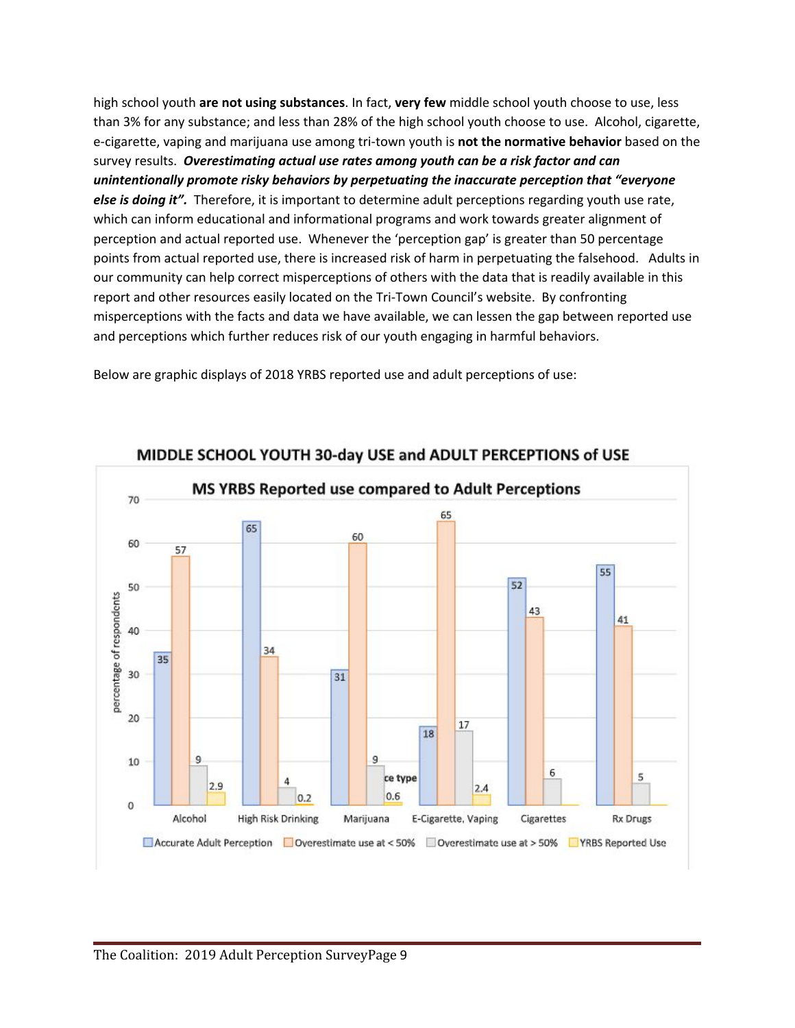high school youth **are not using substances**. In fact, **very few** middle school youth choose to use, less than 3% for any substance; and less than 28% of the high school youth choose to use. Alcohol, cigarette, e-cigarette, vaping and marijuana use among tri-town youth is **not the normative behavior** based on the survey results. ***Overestimating actual use rates among youth can be a risk factor and can unintentionally promote risky behaviors by perpetuating the inaccurate perception that "everyone else is doing it".*** Therefore, it is important to determine adult perceptions regarding youth use rate, which can inform educational and informational programs and work towards greater alignment of perception and actual reported use. Whenever the 'perception gap' is greater than 50 percentage points from actual reported use, there is increased risk of harm in perpetuating the falsehood. Adults in our community can help correct misperceptions of others with the data that is readily available in this report and other resources easily located on the Tri-Town Council's website. By confronting misperceptions with the facts and data we have available, we can lessen the gap between reported use and perceptions which further reduces risk of our youth engaging in harmful behaviors.

Below are graphic displays of 2018 YRBS reported use and adult perceptions of use:

**MIDDLE SCHOOL YOUTH 30-day USE and ADULT PERCEPTIONS of USE**

**MS YRBS Reported use compared to Adult Perceptions**

| | Accurate Adult Perception | Overestimate use at < 50% | Overestimate use at > 50% | YRBS Reported Use |
|---|---|---|---|---|
| Alcohol | 35 | 57 | 9 | 2.9 |
| High Risk Drinking | 65 | 34 | 4 | 0.2 |
| Marijuana | 31 | 60 | 9 | 0.6 |
| E-Cigarette, Vaping | 18 | 65 | 17 | 2.4 |
| Cigarettes | 52 | 43 | 6 | |
| Rx Drugs | 55 | 41 | 5 | |

(y-axis: percentage of respondents)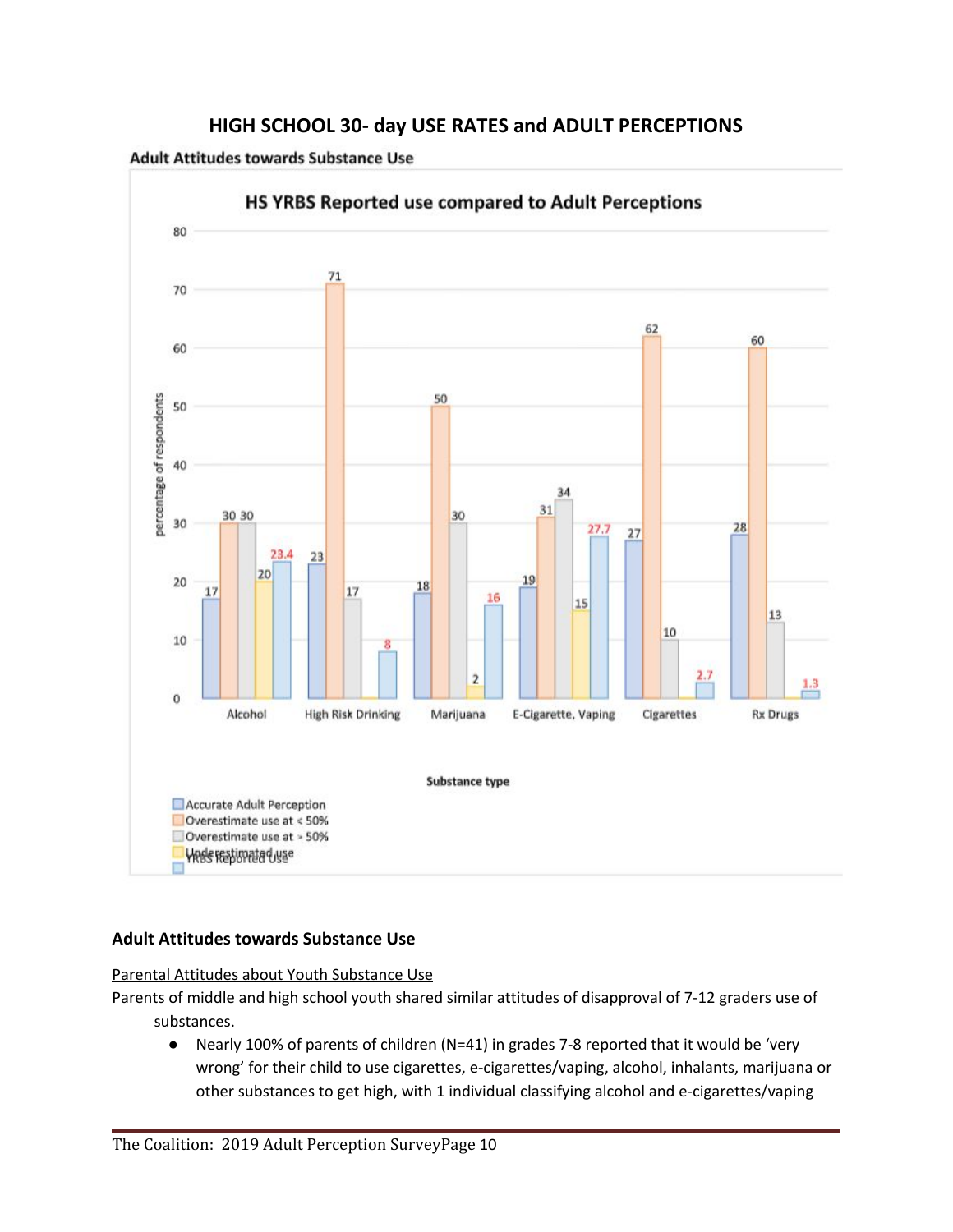## HIGH SCHOOL 30- day USE RATES and ADULT PERCEPTIONS

**Adult Attitudes towards Substance Use**

**HS YRBS Reported use compared to Adult Perceptions**

| Substance type | Accurate Adult Perception | Overestimate use at < 50% | Overestimate use at > 50% | Underestimated use | YRBS Reported Use |
|---|---|---|---|---|---|
| Alcohol | 17 | 30 | 30 | 20 | 23.4 |
| High Risk Drinking | 23 | 71 | 17 | | 8 |
| Marijuana | 18 | 50 | 30 | 2 | 16 |
| E-Cigarette, Vaping | 19 | 31 | 34 | 15 | 27.7 |
| Cigarettes | 27 | 62 | 10 | | 2.7 |
| Rx Drugs | 28 | 60 | 13 | | 1.3 |

### Adult Attitudes towards Substance Use

Parental Attitudes about Youth Substance Use

Parents of middle and high school youth shared similar attitudes of disapproval of 7-12 graders use of substances.

- Nearly 100% of parents of children (N=41) in grades 7-8 reported that it would be 'very wrong' for their child to use cigarettes, e-cigarettes/vaping, alcohol, inhalants, marijuana or other substances to get high, with 1 individual classifying alcohol and e-cigarettes/vaping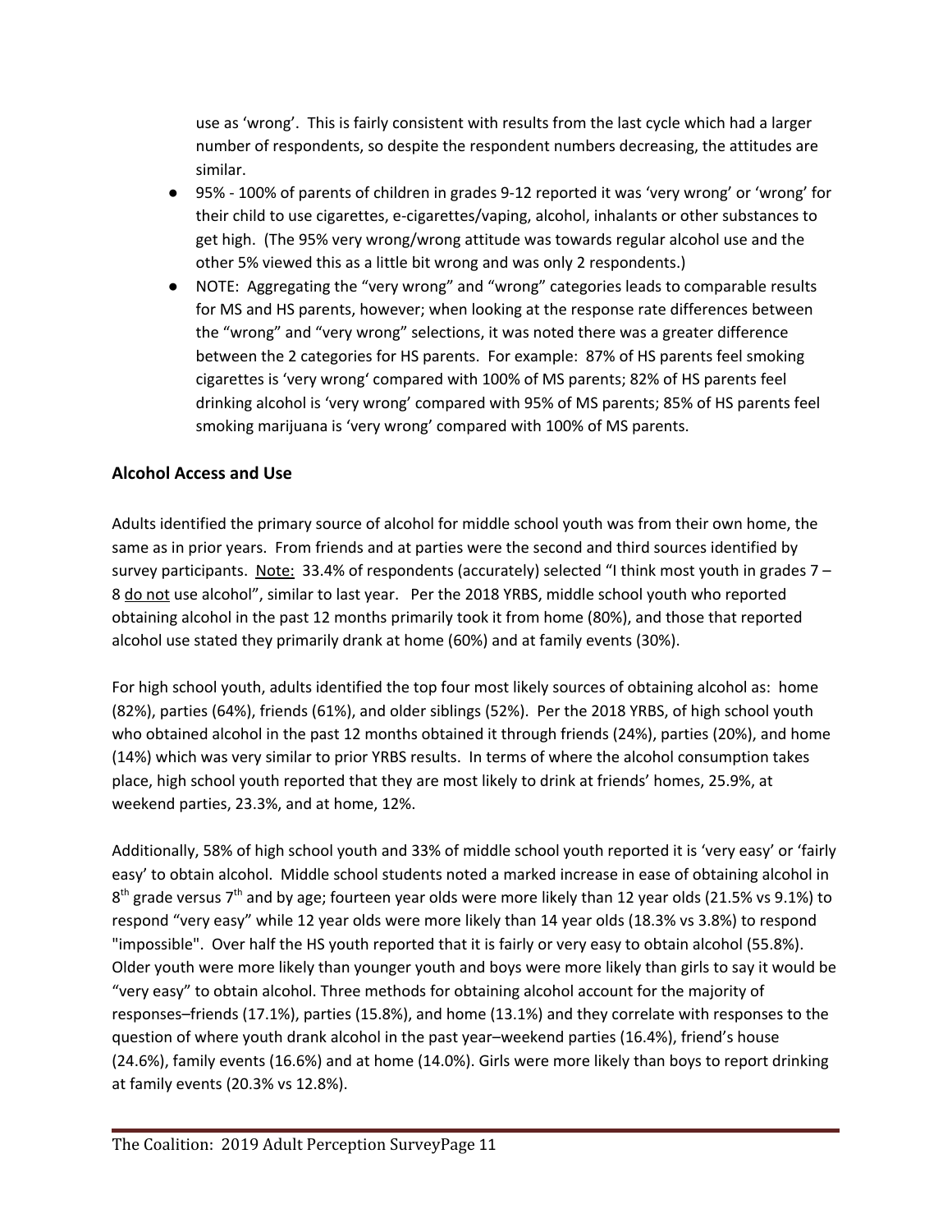use as 'wrong'. This is fairly consistent with results from the last cycle which had a larger number of respondents, so despite the respondent numbers decreasing, the attitudes are similar.

- 95% - 100% of parents of children in grades 9-12 reported it was 'very wrong' or 'wrong' for their child to use cigarettes, e-cigarettes/vaping, alcohol, inhalants or other substances to get high. (The 95% very wrong/wrong attitude was towards regular alcohol use and the other 5% viewed this as a little bit wrong and was only 2 respondents.)
- NOTE: Aggregating the "very wrong" and "wrong" categories leads to comparable results for MS and HS parents, however; when looking at the response rate differences between the "wrong" and "very wrong" selections, it was noted there was a greater difference between the 2 categories for HS parents. For example: 87% of HS parents feel smoking cigarettes is 'very wrong' compared with 100% of MS parents; 82% of HS parents feel drinking alcohol is 'very wrong' compared with 95% of MS parents; 85% of HS parents feel smoking marijuana is 'very wrong' compared with 100% of MS parents.

## Alcohol Access and Use

Adults identified the primary source of alcohol for middle school youth was from their own home, the same as in prior years. From friends and at parties were the second and third sources identified by survey participants. <u>Note:</u> 33.4% of respondents (accurately) selected "I think most youth in grades 7 – 8 <u>do not</u> use alcohol", similar to last year. Per the 2018 YRBS, middle school youth who reported obtaining alcohol in the past 12 months primarily took it from home (80%), and those that reported alcohol use stated they primarily drank at home (60%) and at family events (30%).

For high school youth, adults identified the top four most likely sources of obtaining alcohol as: home (82%), parties (64%), friends (61%), and older siblings (52%). Per the 2018 YRBS, of high school youth who obtained alcohol in the past 12 months obtained it through friends (24%), parties (20%), and home (14%) which was very similar to prior YRBS results. In terms of where the alcohol consumption takes place, high school youth reported that they are most likely to drink at friends' homes, 25.9%, at weekend parties, 23.3%, and at home, 12%.

Additionally, 58% of high school youth and 33% of middle school youth reported it is 'very easy' or 'fairly easy' to obtain alcohol. Middle school students noted a marked increase in ease of obtaining alcohol in 8th grade versus 7th and by age; fourteen year olds were more likely than 12 year olds (21.5% vs 9.1%) to respond "very easy" while 12 year olds were more likely than 14 year olds (18.3% vs 3.8%) to respond "impossible". Over half the HS youth reported that it is fairly or very easy to obtain alcohol (55.8%). Older youth were more likely than younger youth and boys were more likely than girls to say it would be "very easy" to obtain alcohol. Three methods for obtaining alcohol account for the majority of responses–friends (17.1%), parties (15.8%), and home (13.1%) and they correlate with responses to the question of where youth drank alcohol in the past year–weekend parties (16.4%), friend's house (24.6%), family events (16.6%) and at home (14.0%). Girls were more likely than boys to report drinking at family events (20.3% vs 12.8%).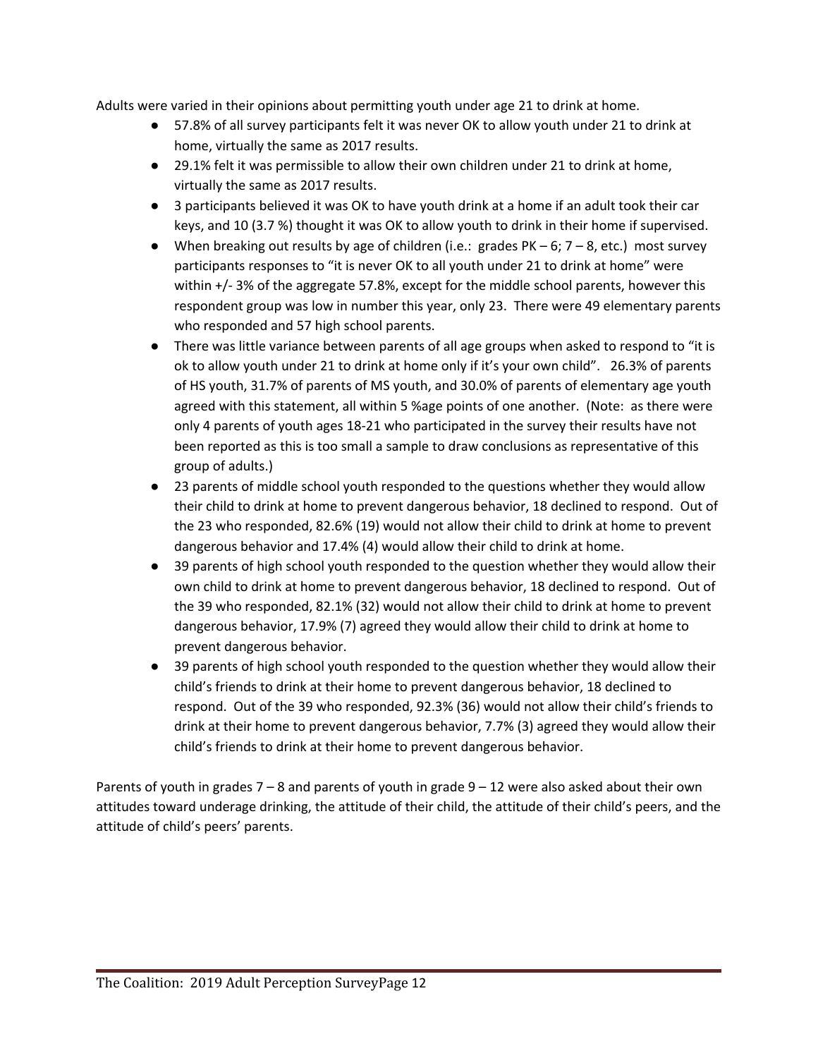Adults were varied in their opinions about permitting youth under age 21 to drink at home.

- 57.8% of all survey participants felt it was never OK to allow youth under 21 to drink at home, virtually the same as 2017 results.
- 29.1% felt it was permissible to allow their own children under 21 to drink at home, virtually the same as 2017 results.
- 3 participants believed it was OK to have youth drink at a home if an adult took their car keys, and 10 (3.7 %) thought it was OK to allow youth to drink in their home if supervised.
- When breaking out results by age of children (i.e.: grades PK – 6; 7 – 8, etc.) most survey participants responses to "it is never OK to all youth under 21 to drink at home" were within +/- 3% of the aggregate 57.8%, except for the middle school parents, however this respondent group was low in number this year, only 23. There were 49 elementary parents who responded and 57 high school parents.
- There was little variance between parents of all age groups when asked to respond to "it is ok to allow youth under 21 to drink at home only if it's your own child". 26.3% of parents of HS youth, 31.7% of parents of MS youth, and 30.0% of parents of elementary age youth agreed with this statement, all within 5 %age points of one another. (Note: as there were only 4 parents of youth ages 18-21 who participated in the survey their results have not been reported as this is too small a sample to draw conclusions as representative of this group of adults.)
- 23 parents of middle school youth responded to the questions whether they would allow their child to drink at home to prevent dangerous behavior, 18 declined to respond. Out of the 23 who responded, 82.6% (19) would not allow their child to drink at home to prevent dangerous behavior and 17.4% (4) would allow their child to drink at home.
- 39 parents of high school youth responded to the question whether they would allow their own child to drink at home to prevent dangerous behavior, 18 declined to respond. Out of the 39 who responded, 82.1% (32) would not allow their child to drink at home to prevent dangerous behavior, 17.9% (7) agreed they would allow their child to drink at home to prevent dangerous behavior.
- 39 parents of high school youth responded to the question whether they would allow their child's friends to drink at their home to prevent dangerous behavior, 18 declined to respond. Out of the 39 who responded, 92.3% (36) would not allow their child's friends to drink at their home to prevent dangerous behavior, 7.7% (3) agreed they would allow their child's friends to drink at their home to prevent dangerous behavior.

Parents of youth in grades 7 – 8 and parents of youth in grade 9 – 12 were also asked about their own attitudes toward underage drinking, the attitude of their child, the attitude of their child's peers, and the attitude of child's peers' parents.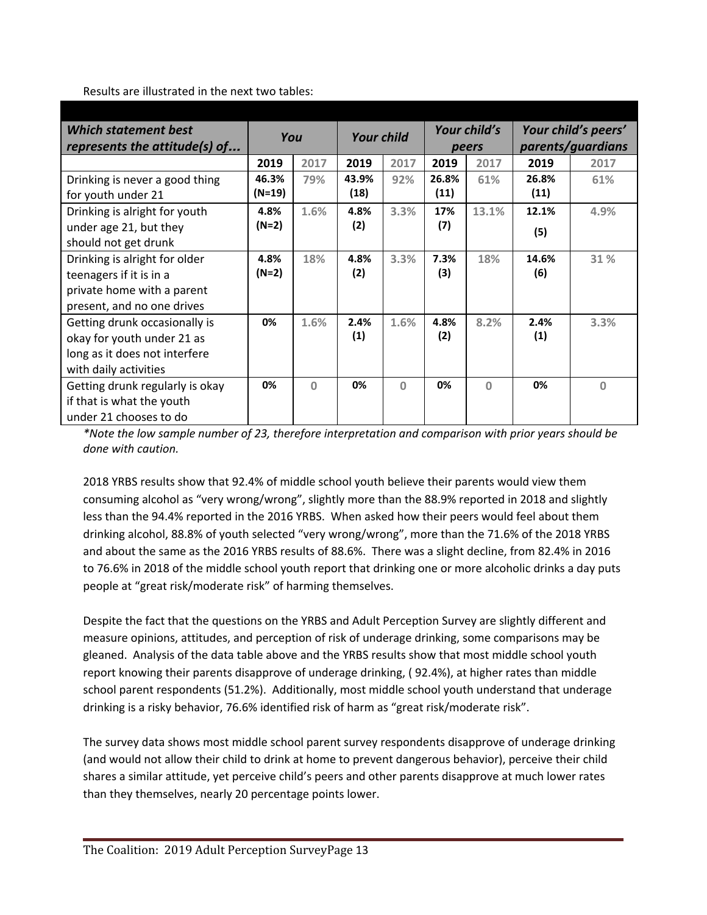Results are illustrated in the next two tables:

| ***Which statement best represents the attitude(s) of...*** | ***You*** | | ***Your child*** | | ***Your child's peers*** | | ***Your child's peers' parents/guardians*** | |
|---|---|---|---|---|---|---|---|---|
| | **2019** | 2017 | **2019** | 2017 | **2019** | 2017 | **2019** | 2017 |
| Drinking is never a good thing for youth under 21 | **46.3% (N=19)** | 79% | **43.9% (18)** | 92% | **26.8% (11)** | 61% | **26.8% (11)** | 61% |
| Drinking is alright for youth under age 21, but they should not get drunk | **4.8% (N=2)** | 1.6% | **4.8% (2)** | 3.3% | **17% (7)** | 13.1% | **12.1% (5)** | 4.9% |
| Drinking is alright for older teenagers if it is in a private home with a parent present, and no one drives | **4.8% (N=2)** | 18% | **4.8% (2)** | 3.3% | **7.3% (3)** | 18% | **14.6% (6)** | 31 % |
| Getting drunk occasionally is okay for youth under 21 as long as it does not interfere with daily activities | **0%** | 1.6% | **2.4% (1)** | 1.6% | **4.8% (2)** | 8.2% | **2.4% (1)** | 3.3% |
| Getting drunk regularly is okay if that is what the youth under 21 chooses to do | **0%** | 0 | **0%** | 0 | **0%** | 0 | **0%** | 0 |

*\*Note the low sample number of 23, therefore interpretation and comparison with prior years should be done with caution.*

2018 YRBS results show that 92.4% of middle school youth believe their parents would view them consuming alcohol as "very wrong/wrong", slightly more than the 88.9% reported in 2018 and slightly less than the 94.4% reported in the 2016 YRBS. When asked how their peers would feel about them drinking alcohol, 88.8% of youth selected "very wrong/wrong", more than the 71.6% of the 2018 YRBS and about the same as the 2016 YRBS results of 88.6%. There was a slight decline, from 82.4% in 2016 to 76.6% in 2018 of the middle school youth report that drinking one or more alcoholic drinks a day puts people at "great risk/moderate risk" of harming themselves.

Despite the fact that the questions on the YRBS and Adult Perception Survey are slightly different and measure opinions, attitudes, and perception of risk of underage drinking, some comparisons may be gleaned. Analysis of the data table above and the YRBS results show that most middle school youth report knowing their parents disapprove of underage drinking, ( 92.4%), at higher rates than middle school parent respondents (51.2%). Additionally, most middle school youth understand that underage drinking is a risky behavior, 76.6% identified risk of harm as "great risk/moderate risk".

The survey data shows most middle school parent survey respondents disapprove of underage drinking (and would not allow their child to drink at home to prevent dangerous behavior), perceive their child shares a similar attitude, yet perceive child's peers and other parents disapprove at much lower rates than they themselves, nearly 20 percentage points lower.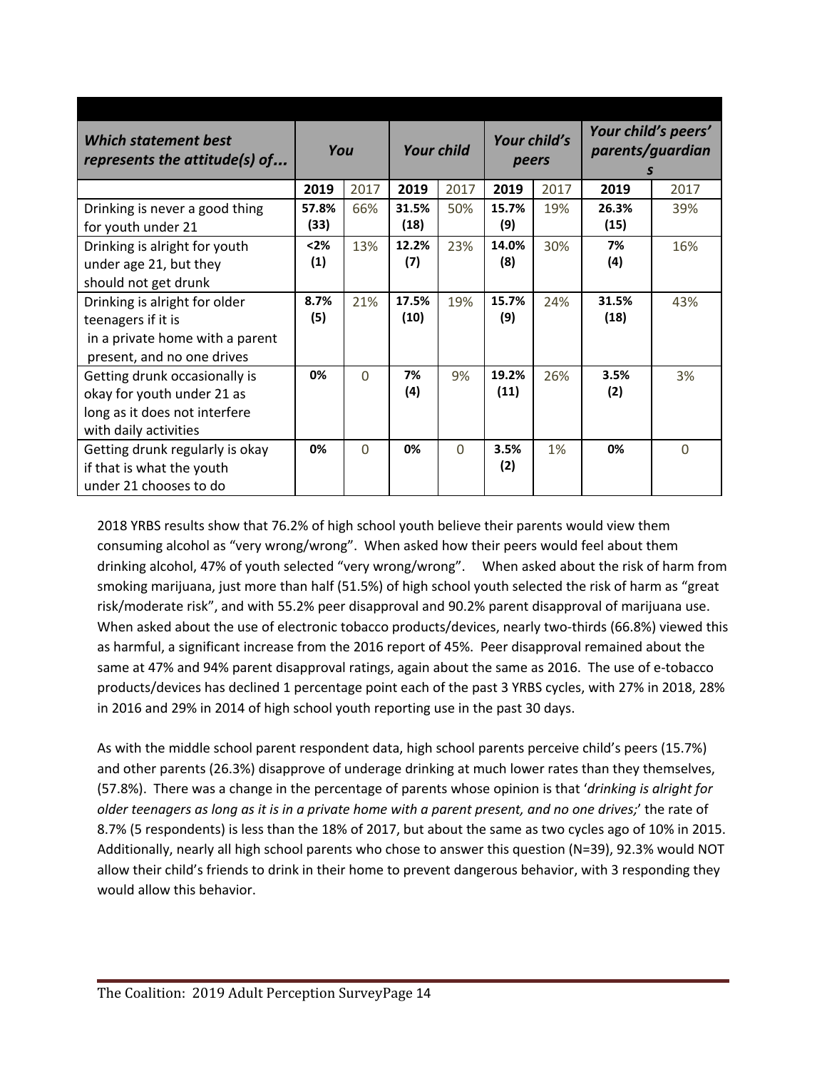| *Which statement best represents the attitude(s) of...* | *You* | | *Your child* | | *Your child's peers* | | *Your child's peers' parents/guardians* | |
|---|---|---|---|---|---|---|---|---|
| | **2019** | 2017 | **2019** | 2017 | **2019** | 2017 | **2019** | 2017 |
| Drinking is never a good thing for youth under 21 | **57.8% (33)** | 66% | **31.5% (18)** | 50% | **15.7% (9)** | 19% | **26.3% (15)** | 39% |
| Drinking is alright for youth under age 21, but they should not get drunk | **<2% (1)** | 13% | **12.2% (7)** | 23% | **14.0% (8)** | 30% | **7% (4)** | 16% |
| Drinking is alright for older teenagers if it is in a private home with a parent present, and no one drives | **8.7% (5)** | 21% | **17.5% (10)** | 19% | **15.7% (9)** | 24% | **31.5% (18)** | 43% |
| Getting drunk occasionally is okay for youth under 21 as long as it does not interfere with daily activities | **0%** | 0 | **7% (4)** | 9% | **19.2% (11)** | 26% | **3.5% (2)** | 3% |
| Getting drunk regularly is okay if that is what the youth under 21 chooses to do | **0%** | 0 | **0%** | 0 | **3.5% (2)** | 1% | **0%** | 0 |

2018 YRBS results show that 76.2% of high school youth believe their parents would view them consuming alcohol as "very wrong/wrong". When asked how their peers would feel about them drinking alcohol, 47% of youth selected "very wrong/wrong". When asked about the risk of harm from smoking marijuana, just more than half (51.5%) of high school youth selected the risk of harm as "great risk/moderate risk", and with 55.2% peer disapproval and 90.2% parent disapproval of marijuana use. When asked about the use of electronic tobacco products/devices, nearly two-thirds (66.8%) viewed this as harmful, a significant increase from the 2016 report of 45%. Peer disapproval remained about the same at 47% and 94% parent disapproval ratings, again about the same as 2016. The use of e-tobacco products/devices has declined 1 percentage point each of the past 3 YRBS cycles, with 27% in 2018, 28% in 2016 and 29% in 2014 of high school youth reporting use in the past 30 days.

As with the middle school parent respondent data, high school parents perceive child's peers (15.7%) and other parents (26.3%) disapprove of underage drinking at much lower rates than they themselves, (57.8%). There was a change in the percentage of parents whose opinion is that '*drinking is alright for older teenagers as long as it is in a private home with a parent present, and no one drives;*' the rate of 8.7% (5 respondents) is less than the 18% of 2017, but about the same as two cycles ago of 10% in 2015. Additionally, nearly all high school parents who chose to answer this question (N=39), 92.3% would NOT allow their child's friends to drink in their home to prevent dangerous behavior, with 3 responding they would allow this behavior.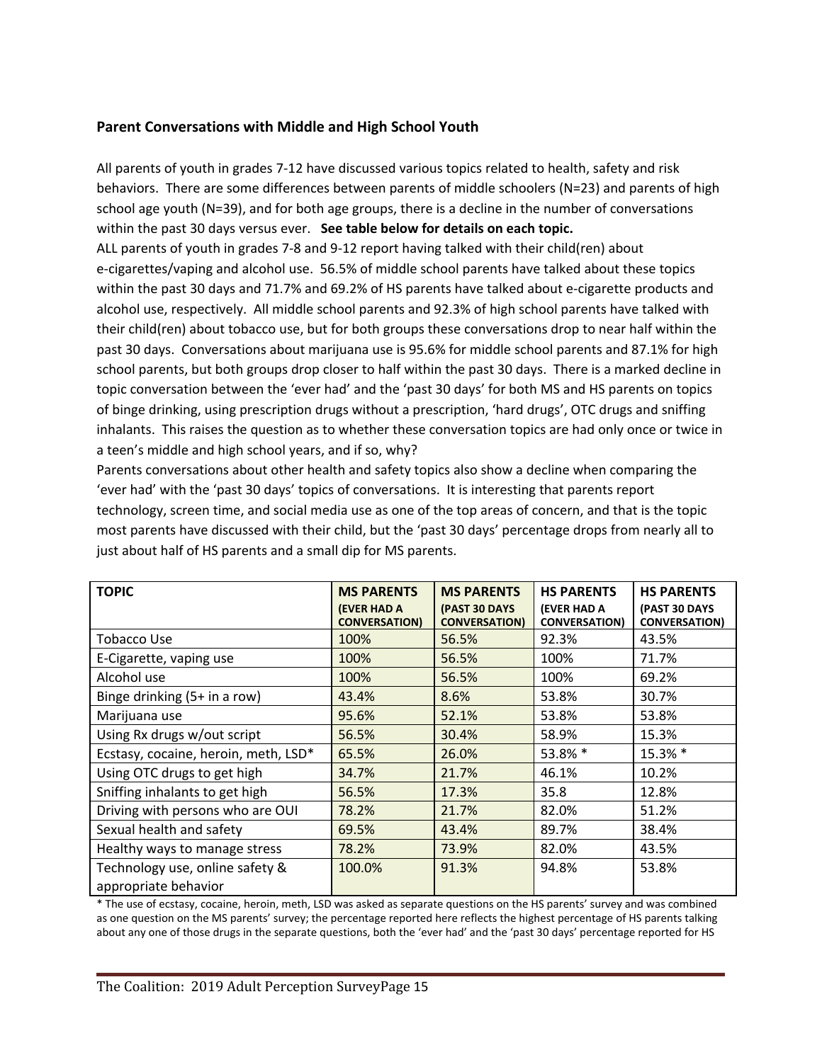## Parent Conversations with Middle and High School Youth

All parents of youth in grades 7-12 have discussed various topics related to health, safety and risk behaviors. There are some differences between parents of middle schoolers (N=23) and parents of high school age youth (N=39), and for both age groups, there is a decline in the number of conversations within the past 30 days versus ever. **See table below for details on each topic.**

ALL parents of youth in grades 7-8 and 9-12 report having talked with their child(ren) about e-cigarettes/vaping and alcohol use. 56.5% of middle school parents have talked about these topics within the past 30 days and 71.7% and 69.2% of HS parents have talked about e-cigarette products and alcohol use, respectively. All middle school parents and 92.3% of high school parents have talked with their child(ren) about tobacco use, but for both groups these conversations drop to near half within the past 30 days. Conversations about marijuana use is 95.6% for middle school parents and 87.1% for high school parents, but both groups drop closer to half within the past 30 days. There is a marked decline in topic conversation between the 'ever had' and the 'past 30 days' for both MS and HS parents on topics of binge drinking, using prescription drugs without a prescription, 'hard drugs', OTC drugs and sniffing inhalants. This raises the question as to whether these conversation topics are had only once or twice in a teen's middle and high school years, and if so, why?

Parents conversations about other health and safety topics also show a decline when comparing the 'ever had' with the 'past 30 days' topics of conversations. It is interesting that parents report technology, screen time, and social media use as one of the top areas of concern, and that is the topic most parents have discussed with their child, but the 'past 30 days' percentage drops from nearly all to just about half of HS parents and a small dip for MS parents.

| TOPIC | MS PARENTS (EVER HAD A CONVERSATION) | MS PARENTS (PAST 30 DAYS CONVERSATION) | HS PARENTS (EVER HAD A CONVERSATION) | HS PARENTS (PAST 30 DAYS CONVERSATION) |
|---|---|---|---|---|
| Tobacco Use | 100% | 56.5% | 92.3% | 43.5% |
| E-Cigarette, vaping use | 100% | 56.5% | 100% | 71.7% |
| Alcohol use | 100% | 56.5% | 100% | 69.2% |
| Binge drinking (5+ in a row) | 43.4% | 8.6% | 53.8% | 30.7% |
| Marijuana use | 95.6% | 52.1% | 53.8% | 53.8% |
| Using Rx drugs w/out script | 56.5% | 30.4% | 58.9% | 15.3% |
| Ecstasy, cocaine, heroin, meth, LSD* | 65.5% | 26.0% | 53.8% * | 15.3% * |
| Using OTC drugs to get high | 34.7% | 21.7% | 46.1% | 10.2% |
| Sniffing inhalants to get high | 56.5% | 17.3% | 35.8 | 12.8% |
| Driving with persons who are OUI | 78.2% | 21.7% | 82.0% | 51.2% |
| Sexual health and safety | 69.5% | 43.4% | 89.7% | 38.4% |
| Healthy ways to manage stress | 78.2% | 73.9% | 82.0% | 43.5% |
| Technology use, online safety & appropriate behavior | 100.0% | 91.3% | 94.8% | 53.8% |

* The use of ecstasy, cocaine, heroin, meth, LSD was asked as separate questions on the HS parents' survey and was combined as one question on the MS parents' survey; the percentage reported here reflects the highest percentage of HS parents talking about any one of those drugs in the separate questions, both the 'ever had' and the 'past 30 days' percentage reported for HS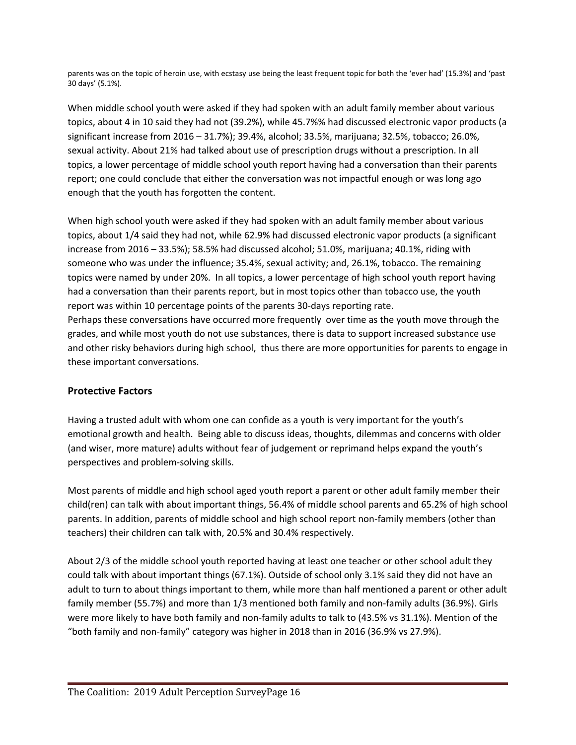parents was on the topic of heroin use, with ecstasy use being the least frequent topic for both the 'ever had' (15.3%) and 'past 30 days' (5.1%).

When middle school youth were asked if they had spoken with an adult family member about various topics, about 4 in 10 said they had not (39.2%), while 45.7%% had discussed electronic vapor products (a significant increase from 2016 – 31.7%); 39.4%, alcohol; 33.5%, marijuana; 32.5%, tobacco; 26.0%, sexual activity. About 21% had talked about use of prescription drugs without a prescription. In all topics, a lower percentage of middle school youth report having had a conversation than their parents report; one could conclude that either the conversation was not impactful enough or was long ago enough that the youth has forgotten the content.

When high school youth were asked if they had spoken with an adult family member about various topics, about 1/4 said they had not, while 62.9% had discussed electronic vapor products (a significant increase from 2016 – 33.5%); 58.5% had discussed alcohol; 51.0%, marijuana; 40.1%, riding with someone who was under the influence; 35.4%, sexual activity; and, 26.1%, tobacco. The remaining topics were named by under 20%. In all topics, a lower percentage of high school youth report having had a conversation than their parents report, but in most topics other than tobacco use, the youth report was within 10 percentage points of the parents 30-days reporting rate.
Perhaps these conversations have occurred more frequently over time as the youth move through the grades, and while most youth do not use substances, there is data to support increased substance use and other risky behaviors during high school, thus there are more opportunities for parents to engage in these important conversations.

## Protective Factors

Having a trusted adult with whom one can confide as a youth is very important for the youth's emotional growth and health. Being able to discuss ideas, thoughts, dilemmas and concerns with older (and wiser, more mature) adults without fear of judgement or reprimand helps expand the youth's perspectives and problem-solving skills.

Most parents of middle and high school aged youth report a parent or other adult family member their child(ren) can talk with about important things, 56.4% of middle school parents and 65.2% of high school parents. In addition, parents of middle school and high school report non-family members (other than teachers) their children can talk with, 20.5% and 30.4% respectively.

About 2/3 of the middle school youth reported having at least one teacher or other school adult they could talk with about important things (67.1%). Outside of school only 3.1% said they did not have an adult to turn to about things important to them, while more than half mentioned a parent or other adult family member (55.7%) and more than 1/3 mentioned both family and non-family adults (36.9%). Girls were more likely to have both family and non-family adults to talk to (43.5% vs 31.1%). Mention of the "both family and non-family" category was higher in 2018 than in 2016 (36.9% vs 27.9%).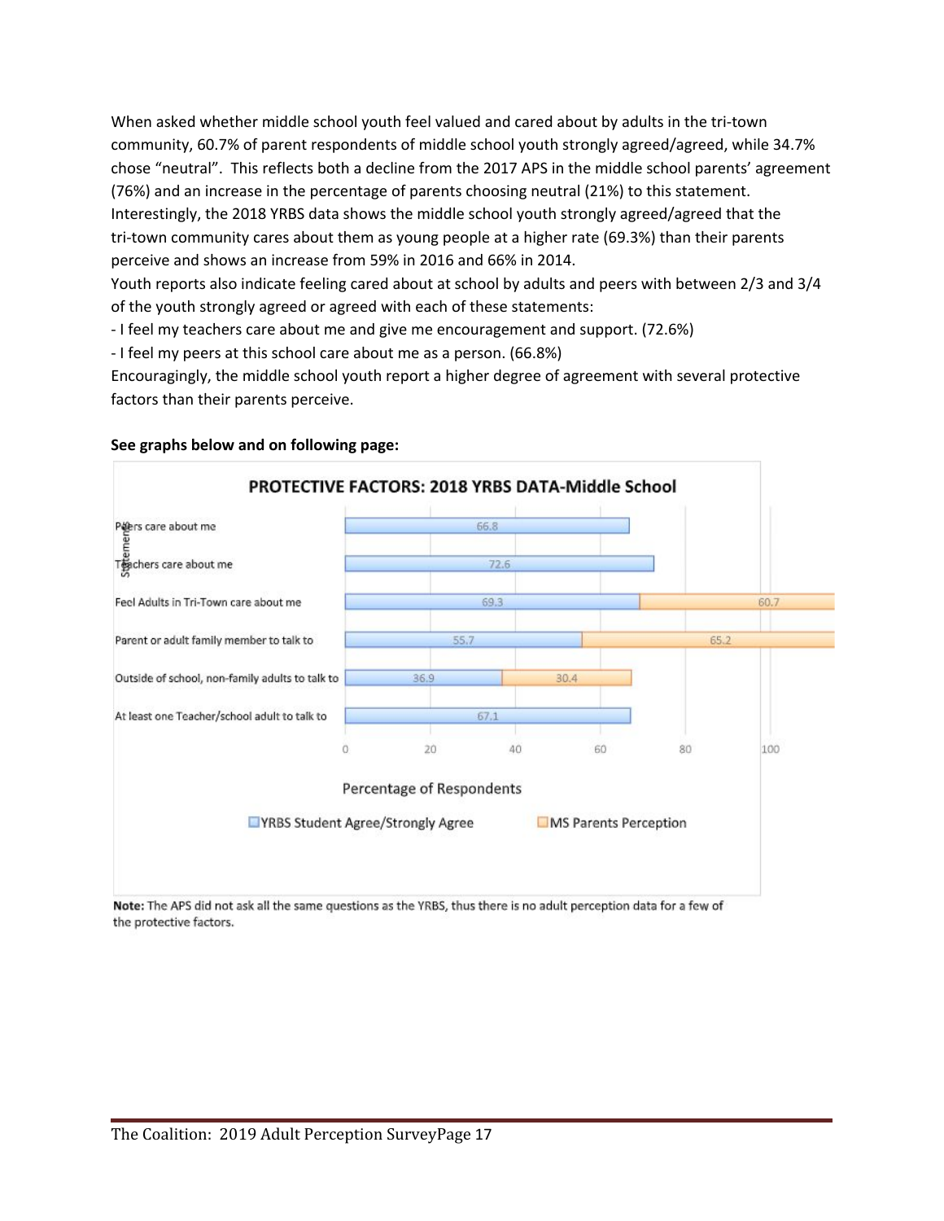When asked whether middle school youth feel valued and cared about by adults in the tri-town community, 60.7% of parent respondents of middle school youth strongly agreed/agreed, while 34.7% chose “neutral”. This reflects both a decline from the 2017 APS in the middle school parents’ agreement (76%) and an increase in the percentage of parents choosing neutral (21%) to this statement. Interestingly, the 2018 YRBS data shows the middle school youth strongly agreed/agreed that the tri-town community cares about them as young people at a higher rate (69.3%) than their parents perceive and shows an increase from 59% in 2016 and 66% in 2014.

Youth reports also indicate feeling cared about at school by adults and peers with between 2/3 and 3/4 of the youth strongly agreed or agreed with each of these statements:

- I feel my teachers care about me and give me encouragement and support. (72.6%)
- I feel my peers at this school care about me as a person. (66.8%)

Encouragingly, the middle school youth report a higher degree of agreement with several protective factors than their parents perceive.

**See graphs below and on following page:**

**PROTECTIVE FACTORS: 2018 YRBS DATA-Middle School**

| Statements | YRBS Student Agree/Strongly Agree | MS Parents Perception |
| --- | --- | --- |
| Peers care about me | 66.8 | |
| Teachers care about me | 72.6 | |
| Feel Adults in Tri-Town care about me | 69.3 | 60.7 |
| Parent or adult family member to talk to | 55.7 | 65.2 |
| Outside of school, non-family adults to talk to | 36.9 | 30.4 |
| At least one Teacher/school adult to talk to | 67.1 | |

Percentage of Respondents

**Note:** The APS did not ask all the same questions as the YRBS, thus there is no adult perception data for a few of the protective factors.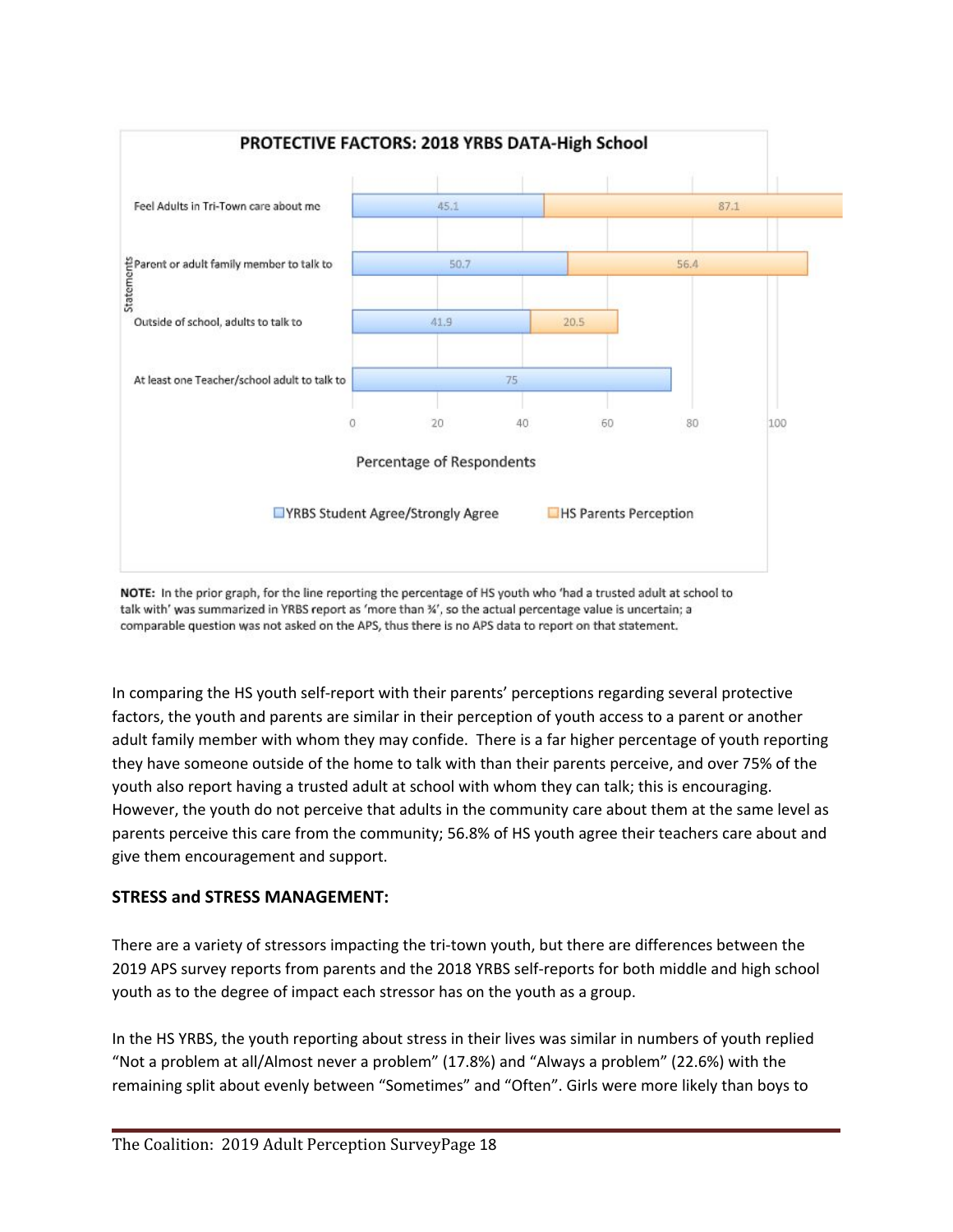**PROTECTIVE FACTORS: 2018 YRBS DATA-High School**

| Statements | YRBS Student Agree/Strongly Agree | HS Parents Perception |
|---|---|---|
| Feel Adults in Tri-Town care about me | 45.1 | 87.1 |
| Parent or adult family member to talk to | 50.7 | 56.4 |
| Outside of school, adults to talk to | 41.9 | 20.5 |
| At least one Teacher/school adult to talk to | 75 | |

Percentage of Respondents

**NOTE:** In the prior graph, for the line reporting the percentage of HS youth who 'had a trusted adult at school to talk with' was summarized in YRBS report as 'more than ¾', so the actual percentage value is uncertain; a comparable question was not asked on the APS, thus there is no APS data to report on that statement.

In comparing the HS youth self-report with their parents' perceptions regarding several protective factors, the youth and parents are similar in their perception of youth access to a parent or another adult family member with whom they may confide. There is a far higher percentage of youth reporting they have someone outside of the home to talk with than their parents perceive, and over 75% of the youth also report having a trusted adult at school with whom they can talk; this is encouraging. However, the youth do not perceive that adults in the community care about them at the same level as parents perceive this care from the community; 56.8% of HS youth agree their teachers care about and give them encouragement and support.

## STRESS and STRESS MANAGEMENT:

There are a variety of stressors impacting the tri-town youth, but there are differences between the 2019 APS survey reports from parents and the 2018 YRBS self-reports for both middle and high school youth as to the degree of impact each stressor has on the youth as a group.

In the HS YRBS, the youth reporting about stress in their lives was similar in numbers of youth replied "Not a problem at all/Almost never a problem" (17.8%) and "Always a problem" (22.6%) with the remaining split about evenly between "Sometimes" and "Often". Girls were more likely than boys to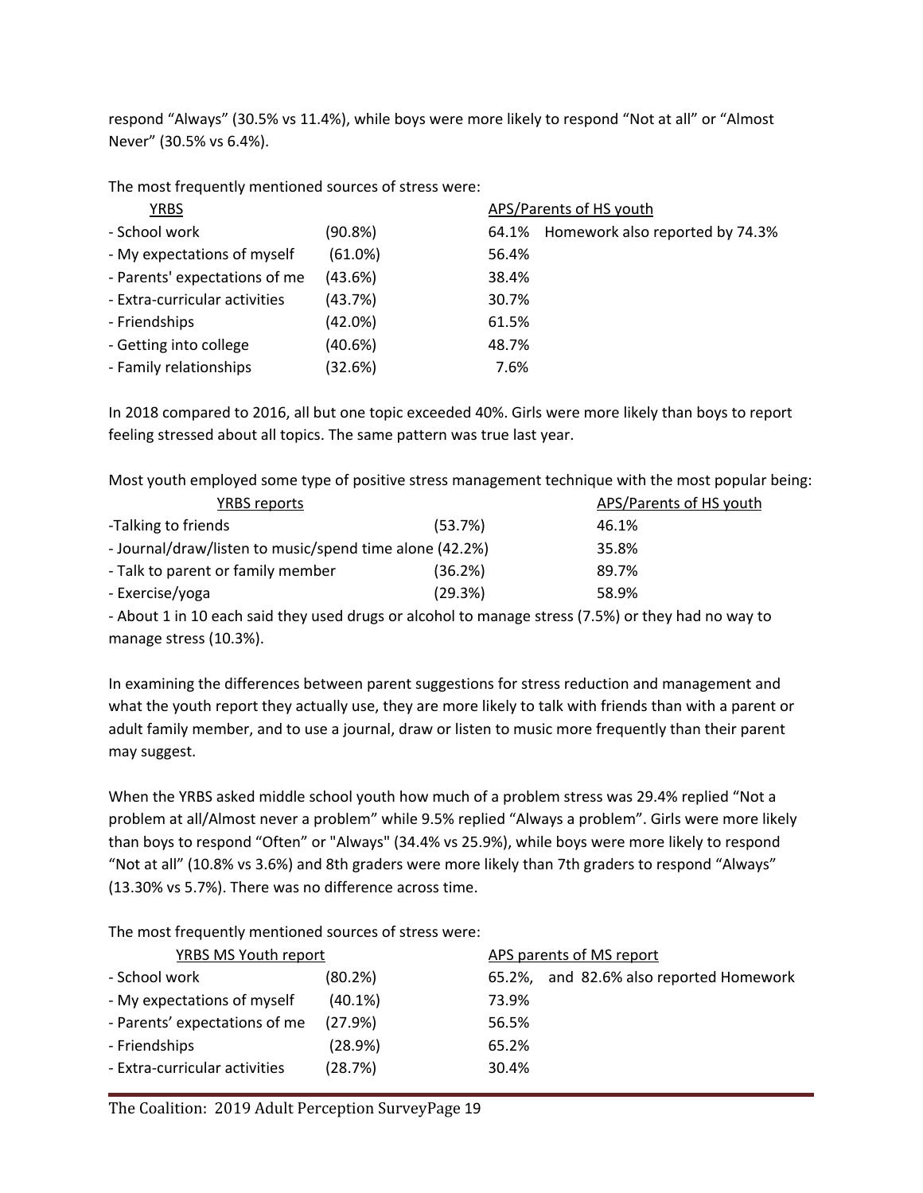respond “Always” (30.5% vs 11.4%), while boys were more likely to respond “Not at all” or “Almost Never” (30.5% vs 6.4%).

The most frequently mentioned sources of stress were:

| YRBS | | APS/Parents of HS youth |
|---|---|---|
| - School work | (90.8%) | 64.1% Homework also reported by 74.3% |
| - My expectations of myself | (61.0%) | 56.4% |
| - Parents' expectations of me | (43.6%) | 38.4% |
| - Extra-curricular activities | (43.7%) | 30.7% |
| - Friendships | (42.0%) | 61.5% |
| - Getting into college | (40.6%) | 48.7% |
| - Family relationships | (32.6%) | 7.6% |

In 2018 compared to 2016, all but one topic exceeded 40%. Girls were more likely than boys to report feeling stressed about all topics. The same pattern was true last year.

Most youth employed some type of positive stress management technique with the most popular being:

| YRBS reports | | APS/Parents of HS youth |
|---|---|---|
| -Talking to friends | (53.7%) | 46.1% |
| - Journal/draw/listen to music/spend time alone | (42.2%) | 35.8% |
| - Talk to parent or family member | (36.2%) | 89.7% |
| - Exercise/yoga | (29.3%) | 58.9% |

- About 1 in 10 each said they used drugs or alcohol to manage stress (7.5%) or they had no way to manage stress (10.3%).

In examining the differences between parent suggestions for stress reduction and management and what the youth report they actually use, they are more likely to talk with friends than with a parent or adult family member, and to use a journal, draw or listen to music more frequently than their parent may suggest.

When the YRBS asked middle school youth how much of a problem stress was 29.4% replied “Not a problem at all/Almost never a problem” while 9.5% replied “Always a problem”. Girls were more likely than boys to respond “Often” or "Always" (34.4% vs 25.9%), while boys were more likely to respond “Not at all” (10.8% vs 3.6%) and 8th graders were more likely than 7th graders to respond “Always” (13.30% vs 5.7%). There was no difference across time.

The most frequently mentioned sources of stress were:

| YRBS MS Youth report | | APS parents of MS report |
|---|---|---|
| - School work | (80.2%) | 65.2%, and 82.6% also reported Homework |
| - My expectations of myself | (40.1%) | 73.9% |
| - Parents’ expectations of me | (27.9%) | 56.5% |
| - Friendships | (28.9%) | 65.2% |
| - Extra-curricular activities | (28.7%) | 30.4% |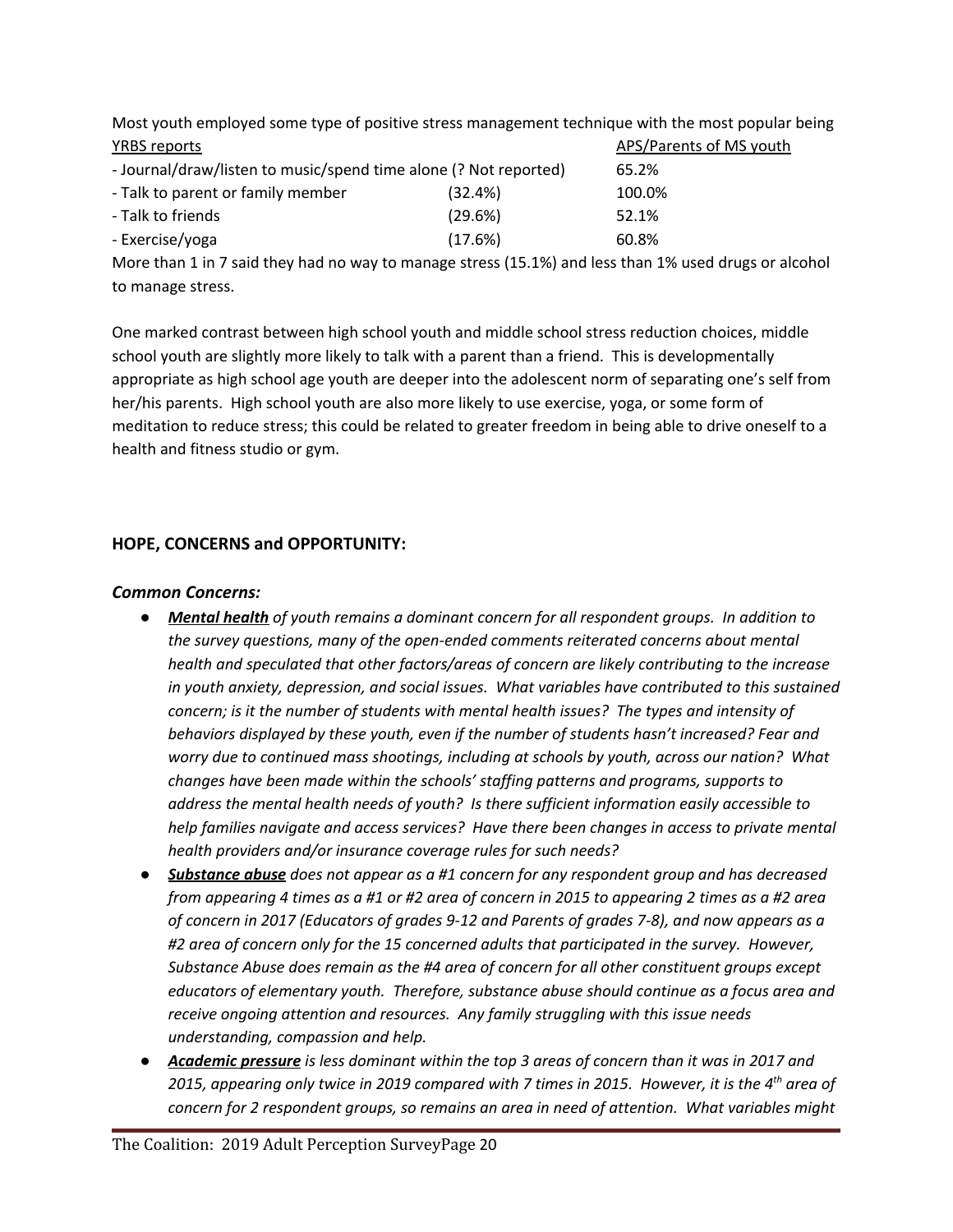Most youth employed some type of positive stress management technique with the most popular being

| YRBS reports | | APS/Parents of MS youth |
|---|---|---|
| - Journal/draw/listen to music/spend time alone (? Not reported) | | 65.2% |
| - Talk to parent or family member | (32.4%) | 100.0% |
| - Talk to friends | (29.6%) | 52.1% |
| - Exercise/yoga | (17.6%) | 60.8% |

More than 1 in 7 said they had no way to manage stress (15.1%) and less than 1% used drugs or alcohol to manage stress.

One marked contrast between high school youth and middle school stress reduction choices, middle school youth are slightly more likely to talk with a parent than a friend. This is developmentally appropriate as high school age youth are deeper into the adolescent norm of separating one's self from her/his parents. High school youth are also more likely to use exercise, yoga, or some form of meditation to reduce stress; this could be related to greater freedom in being able to drive oneself to a health and fitness studio or gym.

## HOPE, CONCERNS and OPPORTUNITY:

### *Common Concerns:*

- ***Mental health*** *of youth remains a dominant concern for all respondent groups. In addition to the survey questions, many of the open-ended comments reiterated concerns about mental health and speculated that other factors/areas of concern are likely contributing to the increase in youth anxiety, depression, and social issues. What variables have contributed to this sustained concern; is it the number of students with mental health issues? The types and intensity of behaviors displayed by these youth, even if the number of students hasn't increased? Fear and worry due to continued mass shootings, including at schools by youth, across our nation? What changes have been made within the schools' staffing patterns and programs, supports to address the mental health needs of youth? Is there sufficient information easily accessible to help families navigate and access services? Have there been changes in access to private mental health providers and/or insurance coverage rules for such needs?*
- ***Substance abuse*** *does not appear as a #1 concern for any respondent group and has decreased from appearing 4 times as a #1 or #2 area of concern in 2015 to appearing 2 times as a #2 area of concern in 2017 (Educators of grades 9-12 and Parents of grades 7-8), and now appears as a #2 area of concern only for the 15 concerned adults that participated in the survey. However, Substance Abuse does remain as the #4 area of concern for all other constituent groups except educators of elementary youth. Therefore, substance abuse should continue as a focus area and receive ongoing attention and resources. Any family struggling with this issue needs understanding, compassion and help.*
- ***Academic pressure*** *is less dominant within the top 3 areas of concern than it was in 2017 and 2015, appearing only twice in 2019 compared with 7 times in 2015. However, it is the 4th area of concern for 2 respondent groups, so remains an area in need of attention. What variables might*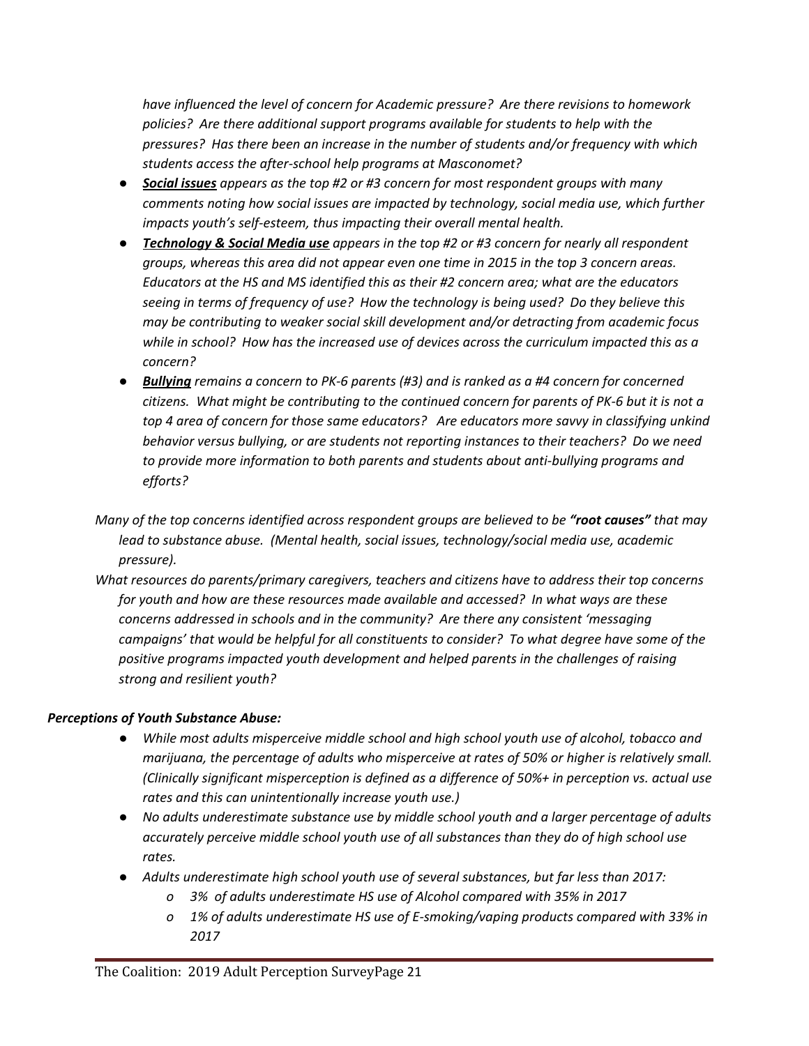*have influenced the level of concern for Academic pressure? Are there revisions to homework policies? Are there additional support programs available for students to help with the pressures? Has there been an increase in the number of students and/or frequency with which students access the after-school help programs at Masconomet?*

- ***Social issues*** *appears as the top #2 or #3 concern for most respondent groups with many comments noting how social issues are impacted by technology, social media use, which further impacts youth's self-esteem, thus impacting their overall mental health.*
- ***Technology & Social Media use*** *appears in the top #2 or #3 concern for nearly all respondent groups, whereas this area did not appear even one time in 2015 in the top 3 concern areas. Educators at the HS and MS identified this as their #2 concern area; what are the educators seeing in terms of frequency of use? How the technology is being used? Do they believe this may be contributing to weaker social skill development and/or detracting from academic focus while in school? How has the increased use of devices across the curriculum impacted this as a concern?*
- ***Bullying*** *remains a concern to PK-6 parents (#3) and is ranked as a #4 concern for concerned citizens. What might be contributing to the continued concern for parents of PK-6 but it is not a top 4 area of concern for those same educators? Are educators more savvy in classifying unkind behavior versus bullying, or are students not reporting instances to their teachers? Do we need to provide more information to both parents and students about anti-bullying programs and efforts?*

*Many of the top concerns identified across respondent groups are believed to be **"root causes"** that may lead to substance abuse. (Mental health, social issues, technology/social media use, academic pressure).*

*What resources do parents/primary caregivers, teachers and citizens have to address their top concerns for youth and how are these resources made available and accessed? In what ways are these concerns addressed in schools and in the community? Are there any consistent 'messaging campaigns' that would be helpful for all constituents to consider? To what degree have some of the positive programs impacted youth development and helped parents in the challenges of raising strong and resilient youth?*

***Perceptions of Youth Substance Abuse:***

- *While most adults misperceive middle school and high school youth use of alcohol, tobacco and marijuana, the percentage of adults who misperceive at rates of 50% or higher is relatively small. (Clinically significant misperception is defined as a difference of 50%+ in perception vs. actual use rates and this can unintentionally increase youth use.)*
- *No adults underestimate substance use by middle school youth and a larger percentage of adults accurately perceive middle school youth use of all substances than they do of high school use rates.*
- *Adults underestimate high school youth use of several substances, but far less than 2017:*
  - *3% of adults underestimate HS use of Alcohol compared with 35% in 2017*
  - *1% of adults underestimate HS use of E-smoking/vaping products compared with 33% in 2017*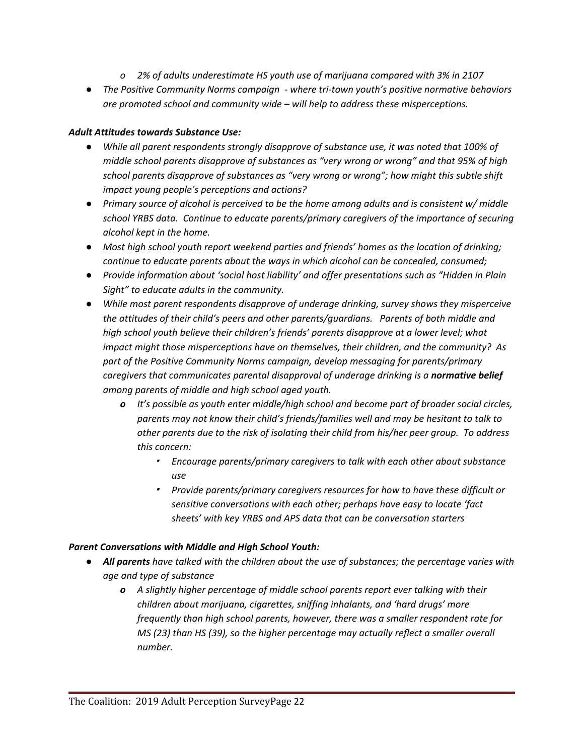- *2% of adults underestimate HS youth use of marijuana compared with 3% in 2107*

- *The Positive Community Norms campaign - where tri-town youth's positive normative behaviors are promoted school and community wide – will help to address these misperceptions.*

***Adult Attitudes towards Substance Use:***

- *While all parent respondents strongly disapprove of substance use, it was noted that 100% of middle school parents disapprove of substances as "very wrong or wrong" and that 95% of high school parents disapprove of substances as "very wrong or wrong"; how might this subtle shift impact young people's perceptions and actions?*
- *Primary source of alcohol is perceived to be the home among adults and is consistent w/ middle school YRBS data. Continue to educate parents/primary caregivers of the importance of securing alcohol kept in the home.*
- *Most high school youth report weekend parties and friends' homes as the location of drinking; continue to educate parents about the ways in which alcohol can be concealed, consumed;*
- *Provide information about 'social host liability' and offer presentations such as "Hidden in Plain Sight" to educate adults in the community.*
- *While most parent respondents disapprove of underage drinking, survey shows they misperceive the attitudes of their child's peers and other parents/guardians. Parents of both middle and high school youth believe their children's friends' parents disapprove at a lower level; what impact might those misperceptions have on themselves, their children, and the community? As part of the Positive Community Norms campaign, develop messaging for parents/primary caregivers that communicates parental disapproval of underage drinking is a **normative belief** among parents of middle and high school aged youth.*
  - *It's possible as youth enter middle/high school and become part of broader social circles, parents may not know their child's friends/families well and may be hesitant to talk to other parents due to the risk of isolating their child from his/her peer group. To address this concern:*
    - *Encourage parents/primary caregivers to talk with each other about substance use*
    - *Provide parents/primary caregivers resources for how to have these difficult or sensitive conversations with each other; perhaps have easy to locate 'fact sheets' with key YRBS and APS data that can be conversation starters*

***Parent Conversations with Middle and High School Youth:***

- ***All parents** have talked with the children about the use of substances; the percentage varies with age and type of substance*
  - *A slightly higher percentage of middle school parents report ever talking with their children about marijuana, cigarettes, sniffing inhalants, and 'hard drugs' more frequently than high school parents, however, there was a smaller respondent rate for MS (23) than HS (39), so the higher percentage may actually reflect a smaller overall number.*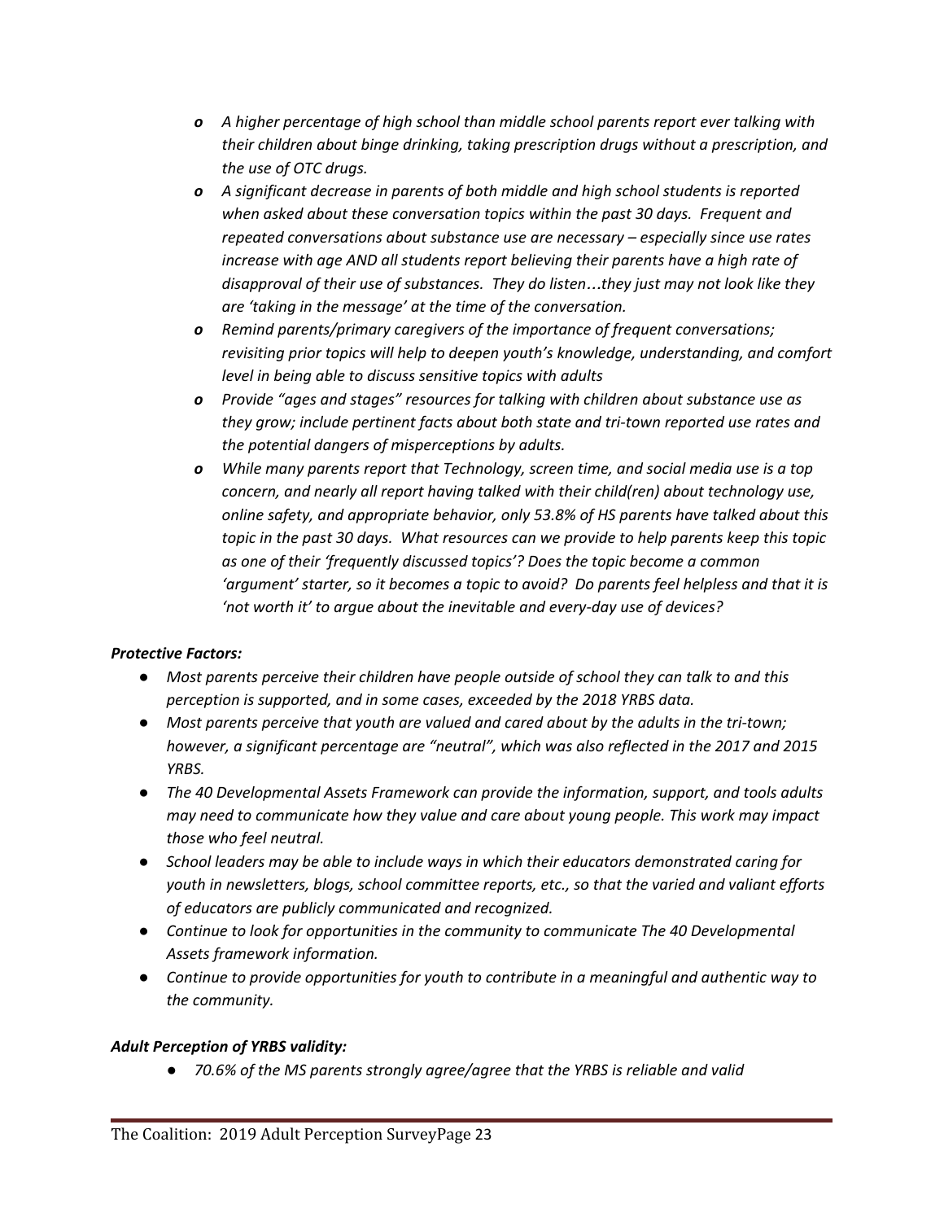- *A higher percentage of high school than middle school parents report ever talking with their children about binge drinking, taking prescription drugs without a prescription, and the use of OTC drugs.*
- *A significant decrease in parents of both middle and high school students is reported when asked about these conversation topics within the past 30 days. Frequent and repeated conversations about substance use are necessary – especially since use rates increase with age AND all students report believing their parents have a high rate of disapproval of their use of substances. They do listen…they just may not look like they are 'taking in the message' at the time of the conversation.*
- *Remind parents/primary caregivers of the importance of frequent conversations; revisiting prior topics will help to deepen youth's knowledge, understanding, and comfort level in being able to discuss sensitive topics with adults*
- *Provide "ages and stages" resources for talking with children about substance use as they grow; include pertinent facts about both state and tri-town reported use rates and the potential dangers of misperceptions by adults.*
- *While many parents report that Technology, screen time, and social media use is a top concern, and nearly all report having talked with their child(ren) about technology use, online safety, and appropriate behavior, only 53.8% of HS parents have talked about this topic in the past 30 days. What resources can we provide to help parents keep this topic as one of their 'frequently discussed topics'? Does the topic become a common 'argument' starter, so it becomes a topic to avoid? Do parents feel helpless and that it is 'not worth it' to argue about the inevitable and every-day use of devices?*

***Protective Factors:***

- *Most parents perceive their children have people outside of school they can talk to and this perception is supported, and in some cases, exceeded by the 2018 YRBS data.*
- *Most parents perceive that youth are valued and cared about by the adults in the tri-town; however, a significant percentage are "neutral", which was also reflected in the 2017 and 2015 YRBS.*
- *The 40 Developmental Assets Framework can provide the information, support, and tools adults may need to communicate how they value and care about young people. This work may impact those who feel neutral.*
- *School leaders may be able to include ways in which their educators demonstrated caring for youth in newsletters, blogs, school committee reports, etc., so that the varied and valiant efforts of educators are publicly communicated and recognized.*
- *Continue to look for opportunities in the community to communicate The 40 Developmental Assets framework information.*
- *Continue to provide opportunities for youth to contribute in a meaningful and authentic way to the community.*

***Adult Perception of YRBS validity:***

- *70.6% of the MS parents strongly agree/agree that the YRBS is reliable and valid*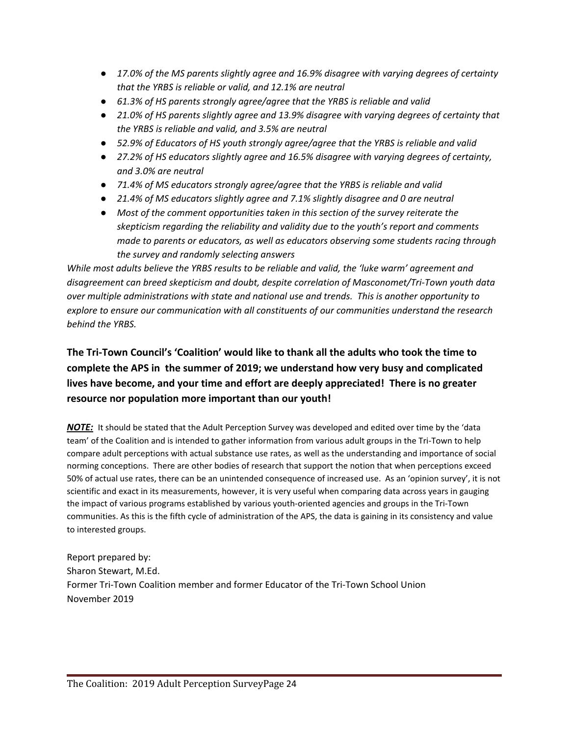- *17.0% of the MS parents slightly agree and 16.9% disagree with varying degrees of certainty that the YRBS is reliable or valid, and 12.1% are neutral*
- *61.3% of HS parents strongly agree/agree that the YRBS is reliable and valid*
- *21.0% of HS parents slightly agree and 13.9% disagree with varying degrees of certainty that the YRBS is reliable and valid, and 3.5% are neutral*
- *52.9% of Educators of HS youth strongly agree/agree that the YRBS is reliable and valid*
- *27.2% of HS educators slightly agree and 16.5% disagree with varying degrees of certainty, and 3.0% are neutral*
- *71.4% of MS educators strongly agree/agree that the YRBS is reliable and valid*
- *21.4% of MS educators slightly agree and 7.1% slightly disagree and 0 are neutral*
- *Most of the comment opportunities taken in this section of the survey reiterate the skepticism regarding the reliability and validity due to the youth's report and comments made to parents or educators, as well as educators observing some students racing through the survey and randomly selecting answers*

*While most adults believe the YRBS results to be reliable and valid, the 'luke warm' agreement and disagreement can breed skepticism and doubt, despite correlation of Masconomet/Tri-Town youth data over multiple administrations with state and national use and trends. This is another opportunity to explore to ensure our communication with all constituents of our communities understand the research behind the YRBS.*

**The Tri-Town Council's 'Coalition' would like to thank all the adults who took the time to complete the APS in the summer of 2019; we understand how very busy and complicated lives have become, and your time and effort are deeply appreciated! There is no greater resource nor population more important than our youth!**

***NOTE:*** It should be stated that the Adult Perception Survey was developed and edited over time by the 'data team' of the Coalition and is intended to gather information from various adult groups in the Tri-Town to help compare adult perceptions with actual substance use rates, as well as the understanding and importance of social norming conceptions. There are other bodies of research that support the notion that when perceptions exceed 50% of actual use rates, there can be an unintended consequence of increased use. As an 'opinion survey', it is not scientific and exact in its measurements, however, it is very useful when comparing data across years in gauging the impact of various programs established by various youth-oriented agencies and groups in the Tri-Town communities. As this is the fifth cycle of administration of the APS, the data is gaining in its consistency and value to interested groups.

Report prepared by:
Sharon Stewart, M.Ed.
Former Tri-Town Coalition member and former Educator of the Tri-Town School Union
November 2019